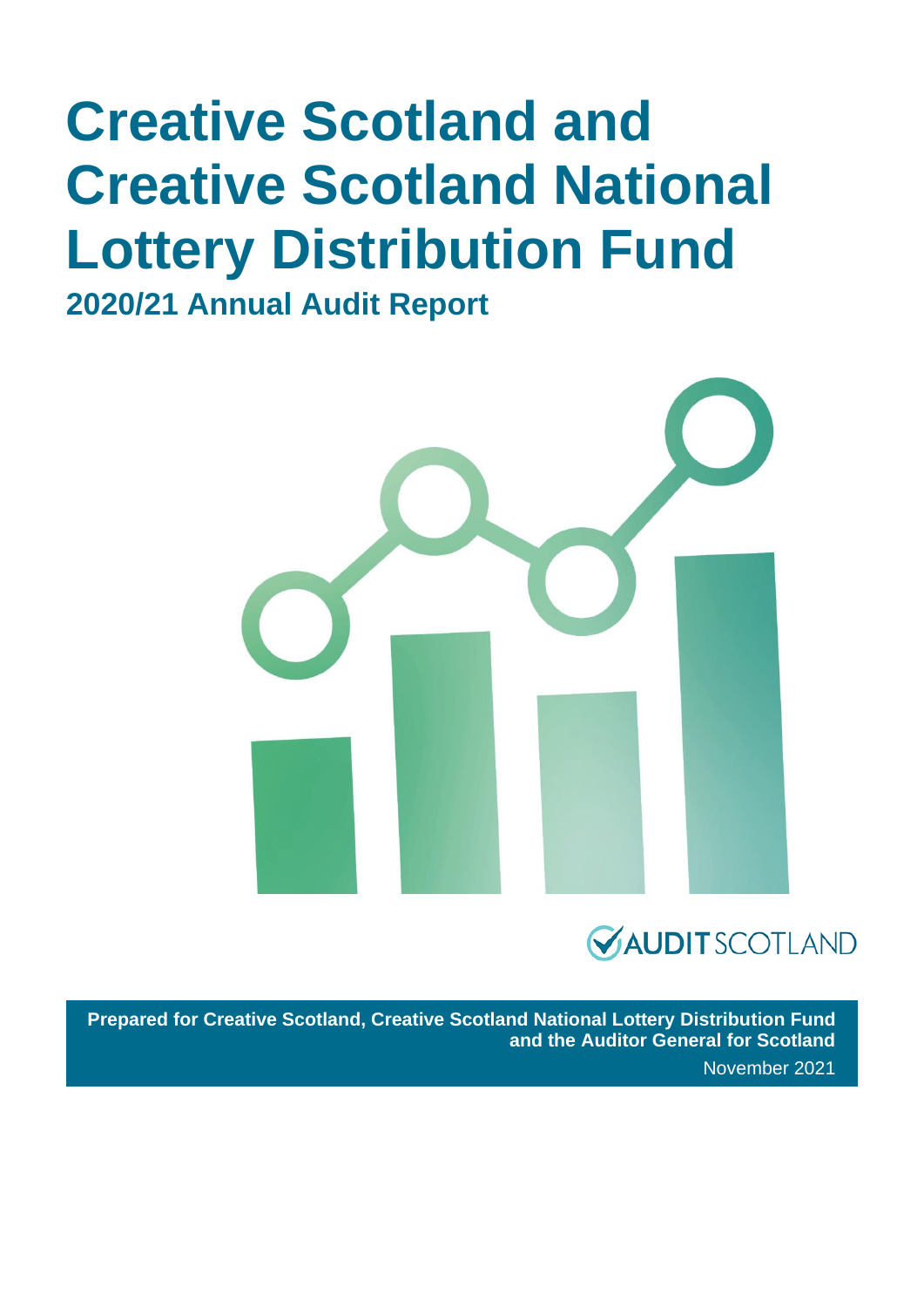# Creative Scotland and Creative Scotland National Lottery Distribution Fund

## 2020/21 Annual Audit Report

AUDIT SCOTLAND

**Prepared for Creative Scotland, Creative Scotland National Lottery Distribution Fund and the Auditor General for Scotland**

November 2021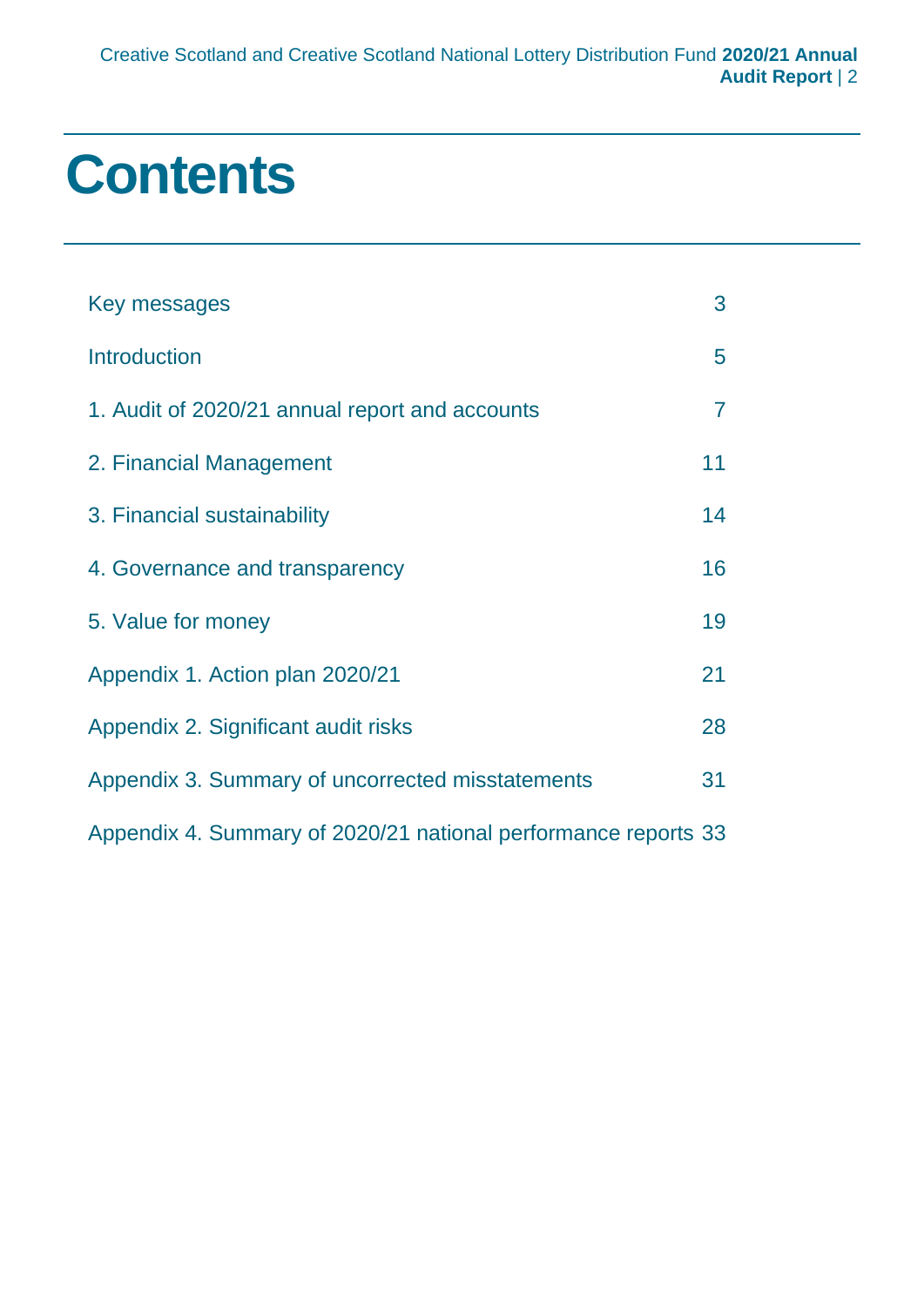# Contents

| | |
|---|---|
| Key messages | 3 |
| Introduction | 5 |
| 1. Audit of 2020/21 annual report and accounts | 7 |
| 2. Financial Management | 11 |
| 3. Financial sustainability | 14 |
| 4. Governance and transparency | 16 |
| 5. Value for money | 19 |
| Appendix 1. Action plan 2020/21 | 21 |
| Appendix 2. Significant audit risks | 28 |
| Appendix 3. Summary of uncorrected misstatements | 31 |
| Appendix 4. Summary of 2020/21 national performance reports | 33 |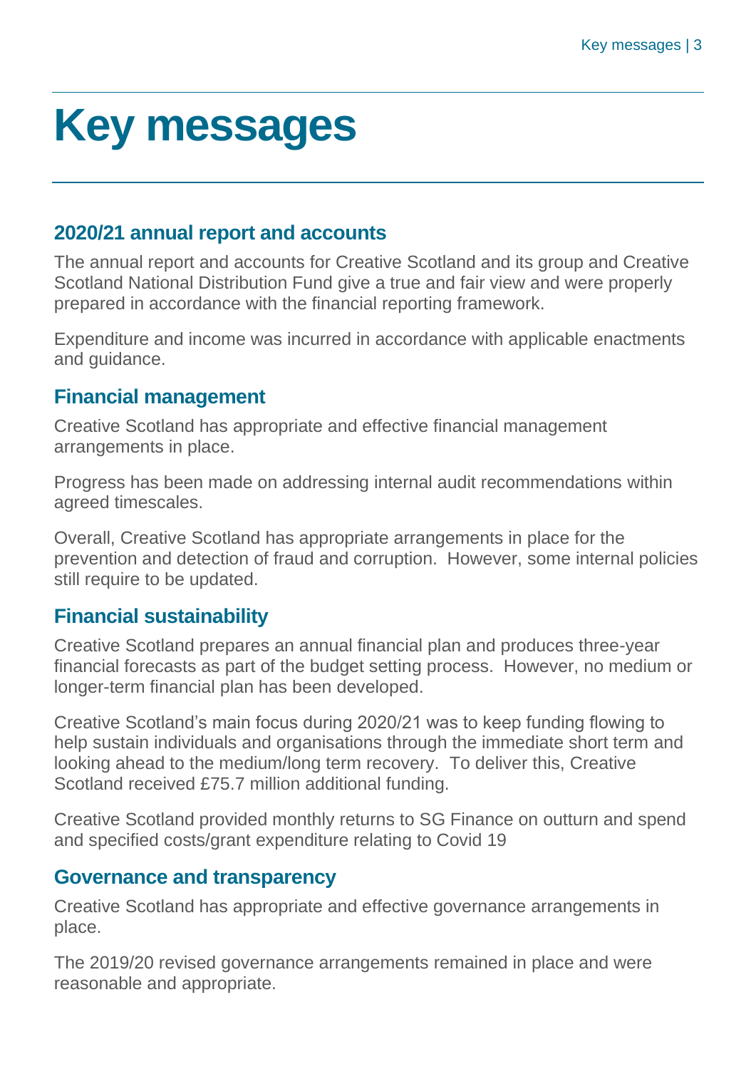# Key messages

## 2020/21 annual report and accounts

The annual report and accounts for Creative Scotland and its group and Creative Scotland National Distribution Fund give a true and fair view and were properly prepared in accordance with the financial reporting framework.

Expenditure and income was incurred in accordance with applicable enactments and guidance.

## Financial management

Creative Scotland has appropriate and effective financial management arrangements in place.

Progress has been made on addressing internal audit recommendations within agreed timescales.

Overall, Creative Scotland has appropriate arrangements in place for the prevention and detection of fraud and corruption. However, some internal policies still require to be updated.

## Financial sustainability

Creative Scotland prepares an annual financial plan and produces three-year financial forecasts as part of the budget setting process. However, no medium or longer-term financial plan has been developed.

Creative Scotland's main focus during 2020/21 was to keep funding flowing to help sustain individuals and organisations through the immediate short term and looking ahead to the medium/long term recovery. To deliver this, Creative Scotland received £75.7 million additional funding.

Creative Scotland provided monthly returns to SG Finance on outturn and spend and specified costs/grant expenditure relating to Covid 19

## Governance and transparency

Creative Scotland has appropriate and effective governance arrangements in place.

The 2019/20 revised governance arrangements remained in place and were reasonable and appropriate.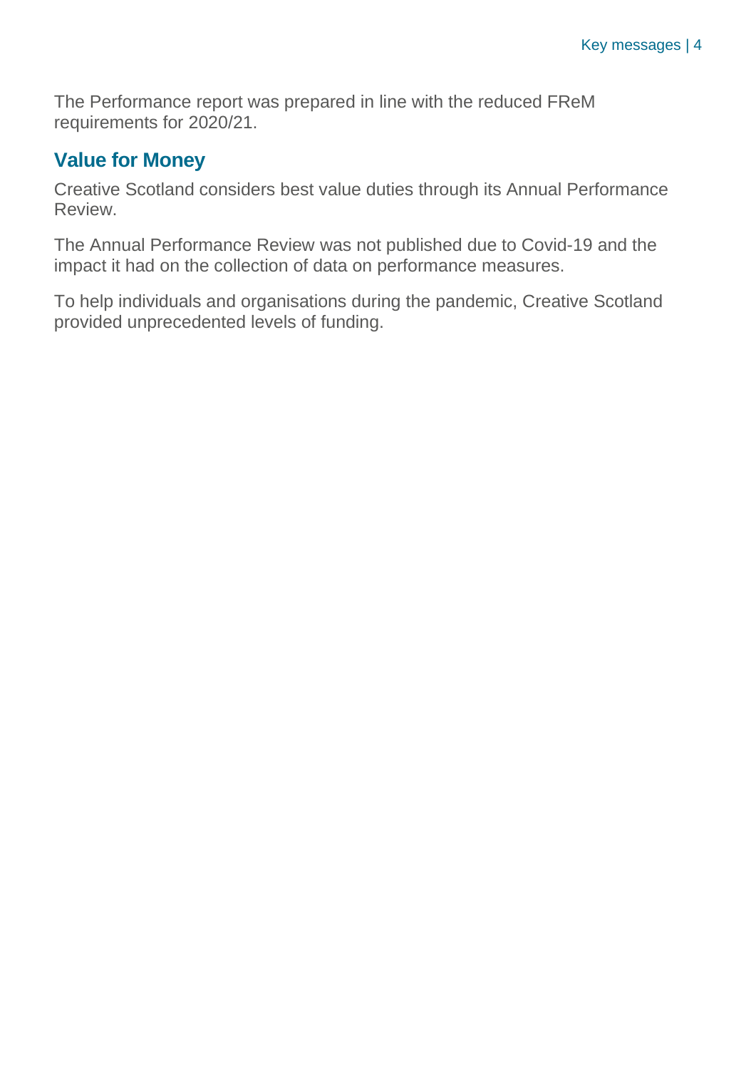The Performance report was prepared in line with the reduced FReM requirements for 2020/21.

## Value for Money

Creative Scotland considers best value duties through its Annual Performance Review.

The Annual Performance Review was not published due to Covid-19 and the impact it had on the collection of data on performance measures.

To help individuals and organisations during the pandemic, Creative Scotland provided unprecedented levels of funding.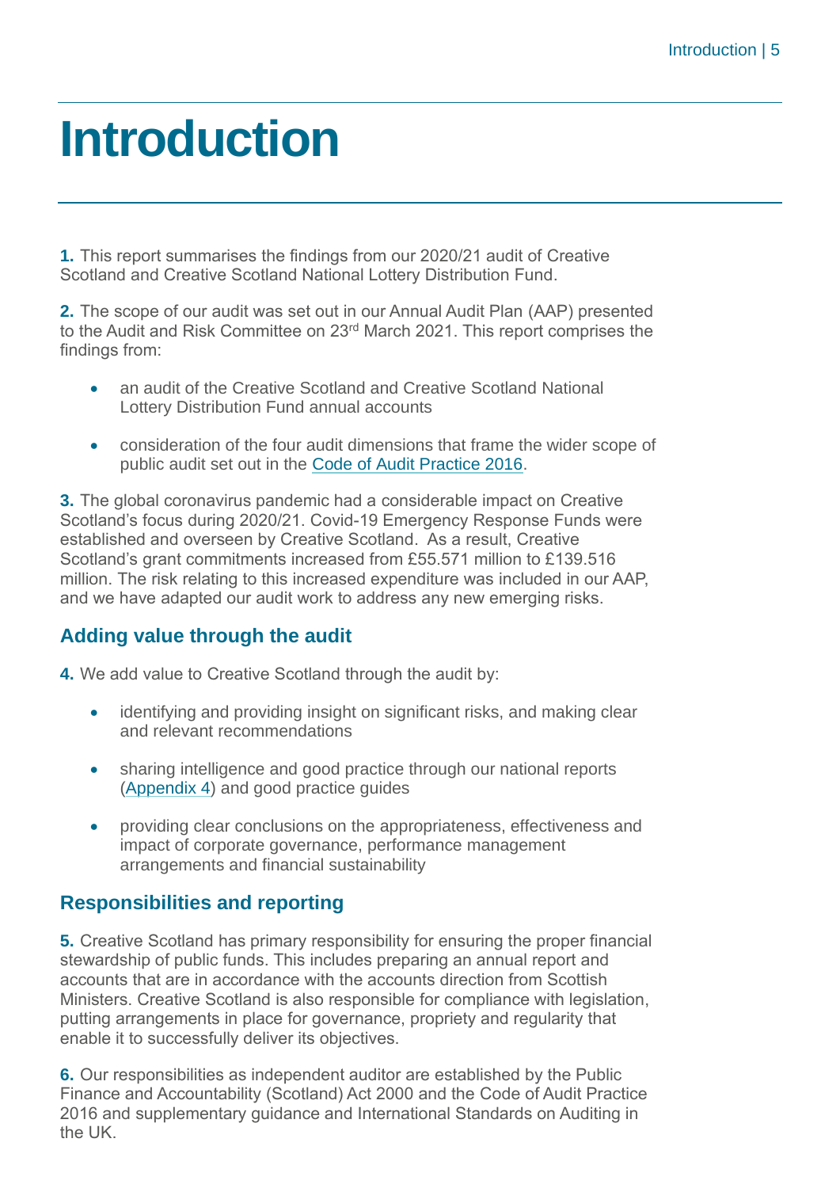# Introduction

**1.** This report summarises the findings from our 2020/21 audit of Creative Scotland and Creative Scotland National Lottery Distribution Fund.

**2.** The scope of our audit was set out in our Annual Audit Plan (AAP) presented to the Audit and Risk Committee on 23rd March 2021. This report comprises the findings from:

- an audit of the Creative Scotland and Creative Scotland National Lottery Distribution Fund annual accounts
- consideration of the four audit dimensions that frame the wider scope of public audit set out in the Code of Audit Practice 2016.

**3.** The global coronavirus pandemic had a considerable impact on Creative Scotland's focus during 2020/21. Covid-19 Emergency Response Funds were established and overseen by Creative Scotland. As a result, Creative Scotland's grant commitments increased from £55.571 million to £139.516 million. The risk relating to this increased expenditure was included in our AAP, and we have adapted our audit work to address any new emerging risks.

## Adding value through the audit

**4.** We add value to Creative Scotland through the audit by:

- identifying and providing insight on significant risks, and making clear and relevant recommendations
- sharing intelligence and good practice through our national reports (Appendix 4) and good practice guides
- providing clear conclusions on the appropriateness, effectiveness and impact of corporate governance, performance management arrangements and financial sustainability

## Responsibilities and reporting

**5.** Creative Scotland has primary responsibility for ensuring the proper financial stewardship of public funds. This includes preparing an annual report and accounts that are in accordance with the accounts direction from Scottish Ministers. Creative Scotland is also responsible for compliance with legislation, putting arrangements in place for governance, propriety and regularity that enable it to successfully deliver its objectives.

**6.** Our responsibilities as independent auditor are established by the Public Finance and Accountability (Scotland) Act 2000 and the Code of Audit Practice 2016 and supplementary guidance and International Standards on Auditing in the UK.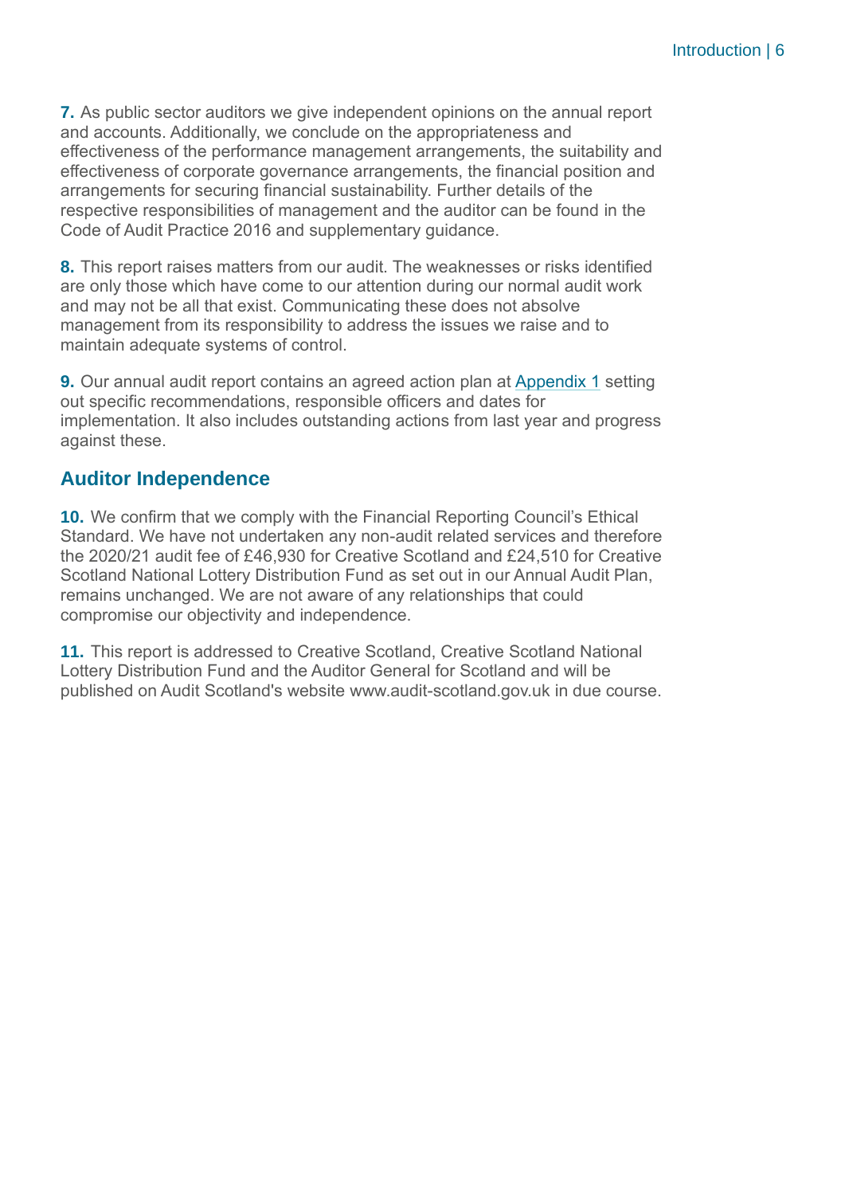**7.** As public sector auditors we give independent opinions on the annual report and accounts. Additionally, we conclude on the appropriateness and effectiveness of the performance management arrangements, the suitability and effectiveness of corporate governance arrangements, the financial position and arrangements for securing financial sustainability. Further details of the respective responsibilities of management and the auditor can be found in the Code of Audit Practice 2016 and supplementary guidance.

**8.** This report raises matters from our audit. The weaknesses or risks identified are only those which have come to our attention during our normal audit work and may not be all that exist. Communicating these does not absolve management from its responsibility to address the issues we raise and to maintain adequate systems of control.

**9.** Our annual audit report contains an agreed action plan at Appendix 1 setting out specific recommendations, responsible officers and dates for implementation. It also includes outstanding actions from last year and progress against these.

## Auditor Independence

**10.** We confirm that we comply with the Financial Reporting Council's Ethical Standard. We have not undertaken any non-audit related services and therefore the 2020/21 audit fee of £46,930 for Creative Scotland and £24,510 for Creative Scotland National Lottery Distribution Fund as set out in our Annual Audit Plan, remains unchanged. We are not aware of any relationships that could compromise our objectivity and independence.

**11.** This report is addressed to Creative Scotland, Creative Scotland National Lottery Distribution Fund and the Auditor General for Scotland and will be published on Audit Scotland's website www.audit-scotland.gov.uk in due course.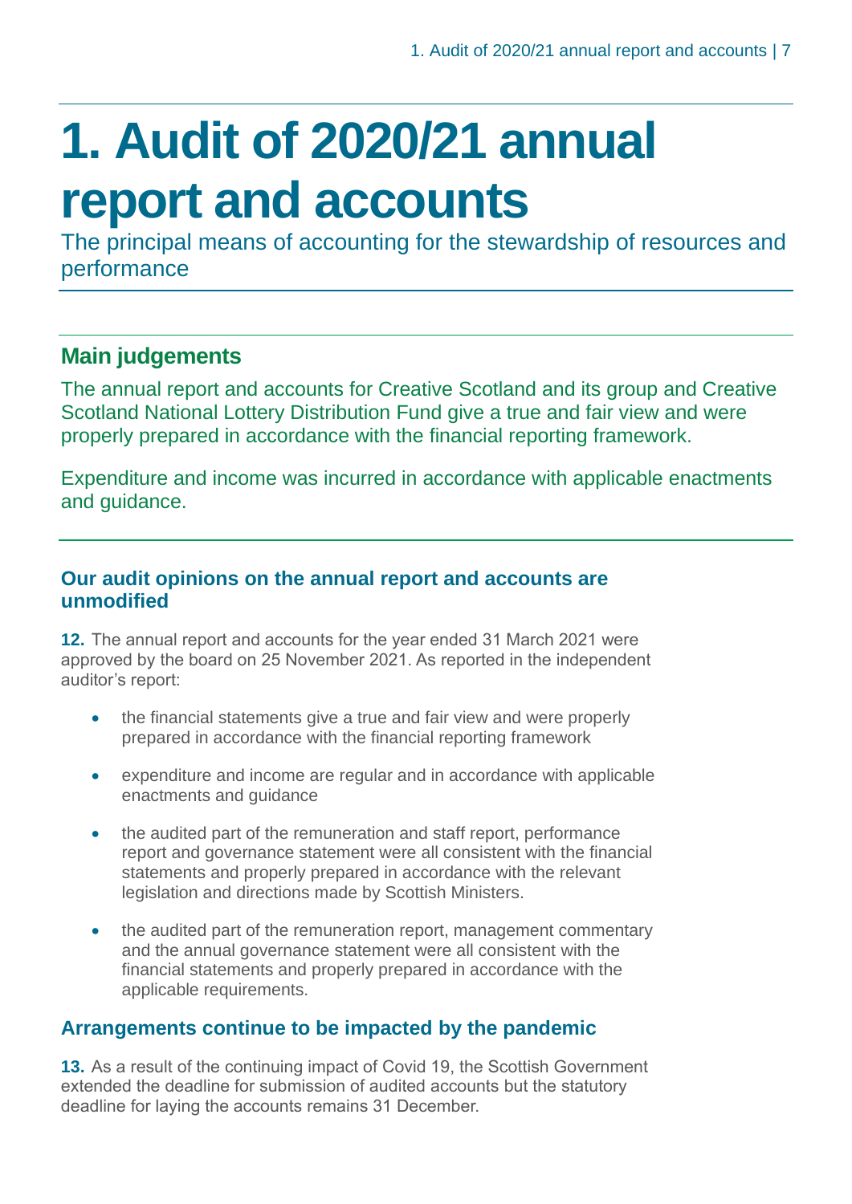# 1. Audit of 2020/21 annual report and accounts

The principal means of accounting for the stewardship of resources and performance

## Main judgements

The annual report and accounts for Creative Scotland and its group and Creative Scotland National Lottery Distribution Fund give a true and fair view and were properly prepared in accordance with the financial reporting framework.

Expenditure and income was incurred in accordance with applicable enactments and guidance.

### Our audit opinions on the annual report and accounts are unmodified

**12.** The annual report and accounts for the year ended 31 March 2021 were approved by the board on 25 November 2021. As reported in the independent auditor's report:

- the financial statements give a true and fair view and were properly prepared in accordance with the financial reporting framework
- expenditure and income are regular and in accordance with applicable enactments and guidance
- the audited part of the remuneration and staff report, performance report and governance statement were all consistent with the financial statements and properly prepared in accordance with the relevant legislation and directions made by Scottish Ministers.
- the audited part of the remuneration report, management commentary and the annual governance statement were all consistent with the financial statements and properly prepared in accordance with the applicable requirements.

### Arrangements continue to be impacted by the pandemic

**13.** As a result of the continuing impact of Covid 19, the Scottish Government extended the deadline for submission of audited accounts but the statutory deadline for laying the accounts remains 31 December.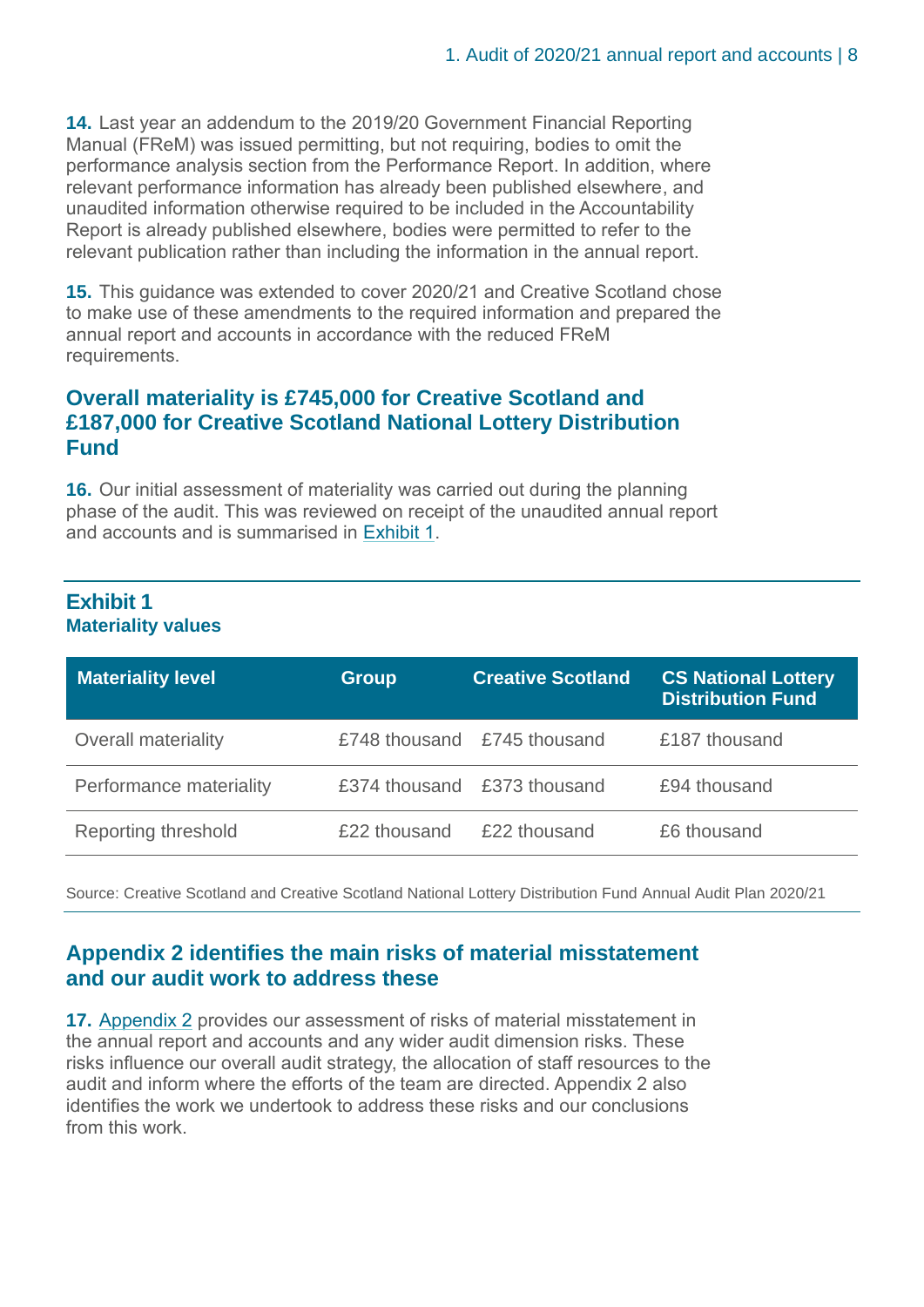**14.** Last year an addendum to the 2019/20 Government Financial Reporting Manual (FReM) was issued permitting, but not requiring, bodies to omit the performance analysis section from the Performance Report. In addition, where relevant performance information has already been published elsewhere, and unaudited information otherwise required to be included in the Accountability Report is already published elsewhere, bodies were permitted to refer to the relevant publication rather than including the information in the annual report.

**15.** This guidance was extended to cover 2020/21 and Creative Scotland chose to make use of these amendments to the required information and prepared the annual report and accounts in accordance with the reduced FReM requirements.

## Overall materiality is £745,000 for Creative Scotland and £187,000 for Creative Scotland National Lottery Distribution Fund

**16.** Our initial assessment of materiality was carried out during the planning phase of the audit. This was reviewed on receipt of the unaudited annual report and accounts and is summarised in Exhibit 1.

**Exhibit 1**
**Materiality values**

| Materiality level | Group | Creative Scotland | CS National Lottery Distribution Fund |
|---|---|---|---|
| Overall materiality | £748 thousand | £745 thousand | £187 thousand |
| Performance materiality | £374 thousand | £373 thousand | £94 thousand |
| Reporting threshold | £22 thousand | £22 thousand | £6 thousand |

Source: Creative Scotland and Creative Scotland National Lottery Distribution Fund Annual Audit Plan 2020/21

## Appendix 2 identifies the main risks of material misstatement and our audit work to address these

**17.** Appendix 2 provides our assessment of risks of material misstatement in the annual report and accounts and any wider audit dimension risks. These risks influence our overall audit strategy, the allocation of staff resources to the audit and inform where the efforts of the team are directed. Appendix 2 also identifies the work we undertook to address these risks and our conclusions from this work.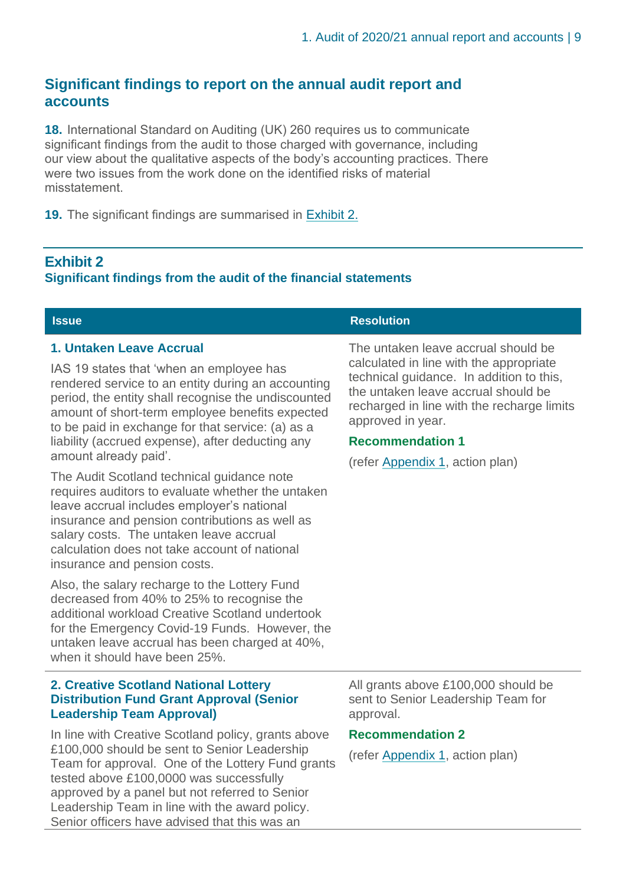## Significant findings to report on the annual audit report and accounts

**18.** International Standard on Auditing (UK) 260 requires us to communicate significant findings from the audit to those charged with governance, including our view about the qualitative aspects of the body's accounting practices. There were two issues from the work done on the identified risks of material misstatement.

**19.** The significant findings are summarised in Exhibit 2.

### Exhibit 2
**Significant findings from the audit of the financial statements**

| Issue | Resolution |
|---|---|
| **1. Untaken Leave Accrual**<br><br>IAS 19 states that 'when an employee has rendered service to an entity during an accounting period, the entity shall recognise the undiscounted amount of short-term employee benefits expected to be paid in exchange for that service: (a) as a liability (accrued expense), after deducting any amount already paid'.<br><br>The Audit Scotland technical guidance note requires auditors to evaluate whether the untaken leave accrual includes employer's national insurance and pension contributions as well as salary costs. The untaken leave accrual calculation does not take account of national insurance and pension costs.<br><br>Also, the salary recharge to the Lottery Fund decreased from 40% to 25% to recognise the additional workload Creative Scotland undertook for the Emergency Covid-19 Funds. However, the untaken leave accrual has been charged at 40%, when it should have been 25%. | The untaken leave accrual should be calculated in line with the appropriate technical guidance. In addition to this, the untaken leave accrual should be recharged in line with the recharge limits approved in year.<br><br>**Recommendation 1**<br><br>(refer Appendix 1, action plan) |
| **2. Creative Scotland National Lottery Distribution Fund Grant Approval (Senior Leadership Team Approval)**<br><br>In line with Creative Scotland policy, grants above £100,000 should be sent to Senior Leadership Team for approval. One of the Lottery Fund grants tested above £100,0000 was successfully approved by a panel but not referred to Senior Leadership Team in line with the award policy. Senior officers have advised that this was an | All grants above £100,000 should be sent to Senior Leadership Team for approval.<br><br>**Recommendation 2**<br><br>(refer Appendix 1, action plan) |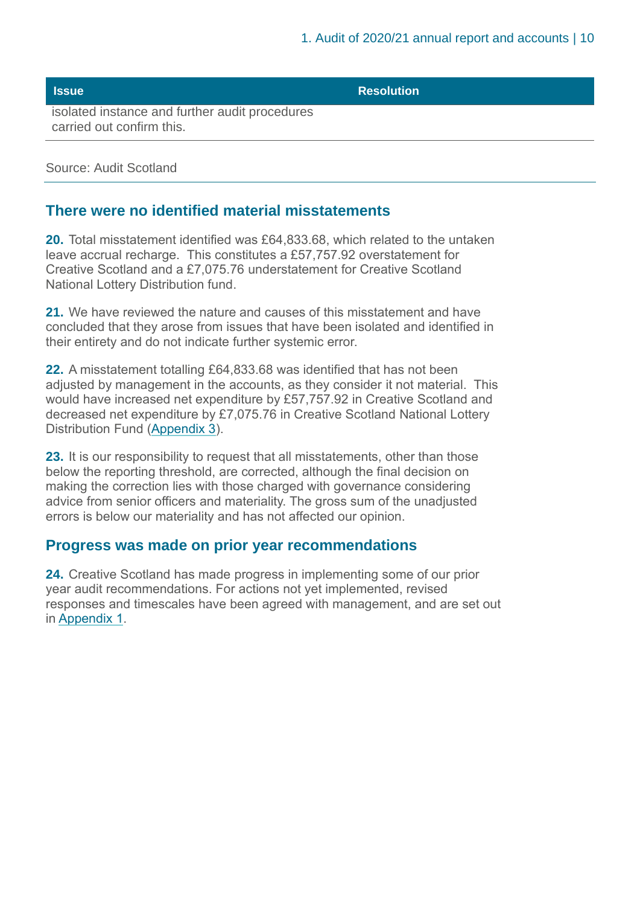| Issue | Resolution |
|---|---|
| isolated instance and further audit procedures carried out confirm this. | |

Source: Audit Scotland

## There were no identified material misstatements

**20.** Total misstatement identified was £64,833.68, which related to the untaken leave accrual recharge. This constitutes a £57,757.92 overstatement for Creative Scotland and a £7,075.76 understatement for Creative Scotland National Lottery Distribution fund.

**21.** We have reviewed the nature and causes of this misstatement and have concluded that they arose from issues that have been isolated and identified in their entirety and do not indicate further systemic error.

**22.** A misstatement totalling £64,833.68 was identified that has not been adjusted by management in the accounts, as they consider it not material. This would have increased net expenditure by £57,757.92 in Creative Scotland and decreased net expenditure by £7,075.76 in Creative Scotland National Lottery Distribution Fund (Appendix 3).

**23.** It is our responsibility to request that all misstatements, other than those below the reporting threshold, are corrected, although the final decision on making the correction lies with those charged with governance considering advice from senior officers and materiality. The gross sum of the unadjusted errors is below our materiality and has not affected our opinion.

## Progress was made on prior year recommendations

**24.** Creative Scotland has made progress in implementing some of our prior year audit recommendations. For actions not yet implemented, revised responses and timescales have been agreed with management, and are set out in Appendix 1.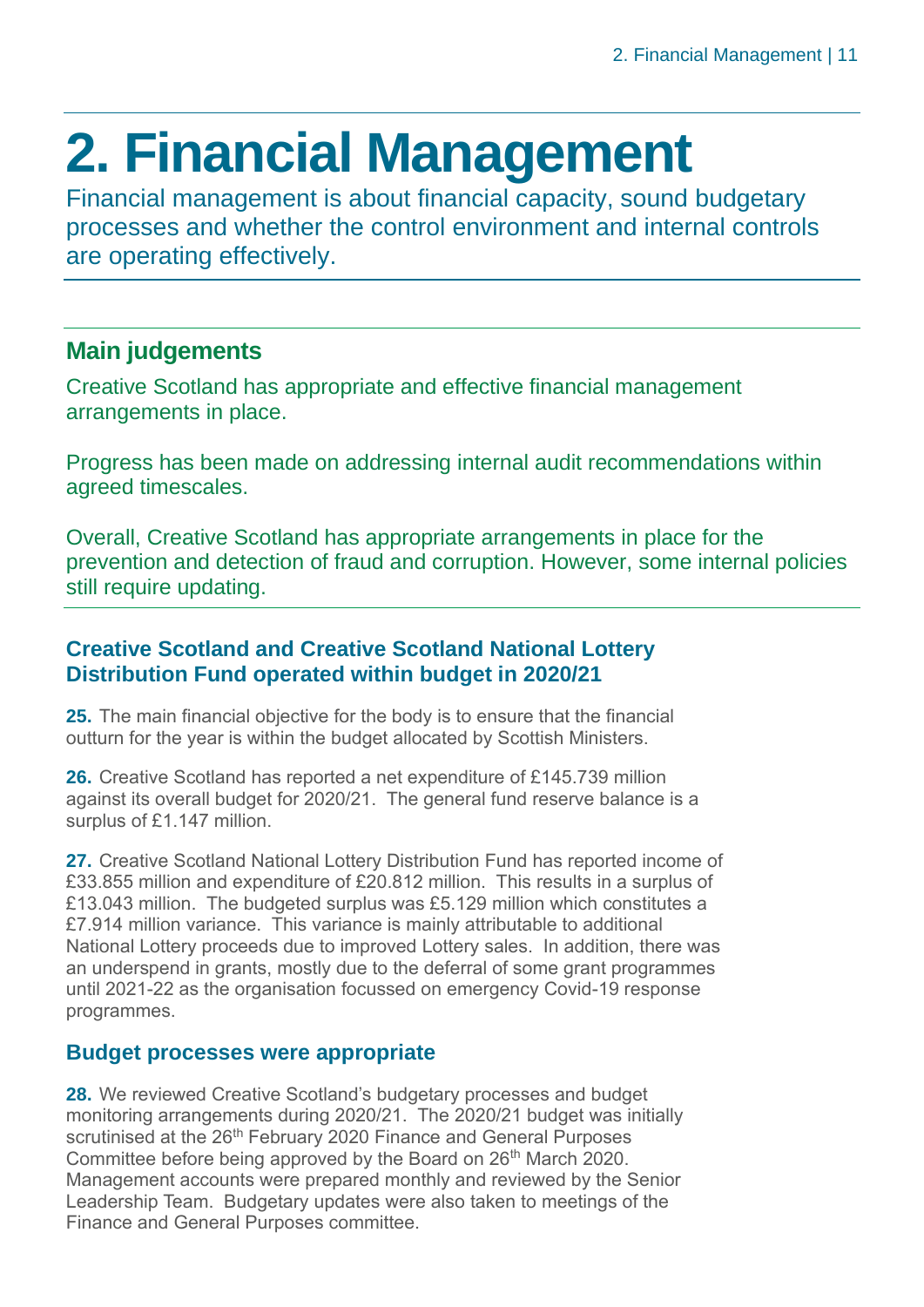# 2. Financial Management

Financial management is about financial capacity, sound budgetary processes and whether the control environment and internal controls are operating effectively.

## Main judgements

Creative Scotland has appropriate and effective financial management arrangements in place.

Progress has been made on addressing internal audit recommendations within agreed timescales.

Overall, Creative Scotland has appropriate arrangements in place for the prevention and detection of fraud and corruption. However, some internal policies still require updating.

### Creative Scotland and Creative Scotland National Lottery Distribution Fund operated within budget in 2020/21

**25.** The main financial objective for the body is to ensure that the financial outturn for the year is within the budget allocated by Scottish Ministers.

**26.** Creative Scotland has reported a net expenditure of £145.739 million against its overall budget for 2020/21. The general fund reserve balance is a surplus of £1.147 million.

**27.** Creative Scotland National Lottery Distribution Fund has reported income of £33.855 million and expenditure of £20.812 million. This results in a surplus of £13.043 million. The budgeted surplus was £5.129 million which constitutes a £7.914 million variance. This variance is mainly attributable to additional National Lottery proceeds due to improved Lottery sales. In addition, there was an underspend in grants, mostly due to the deferral of some grant programmes until 2021-22 as the organisation focussed on emergency Covid-19 response programmes.

### Budget processes were appropriate

**28.** We reviewed Creative Scotland's budgetary processes and budget monitoring arrangements during 2020/21. The 2020/21 budget was initially scrutinised at the 26th February 2020 Finance and General Purposes Committee before being approved by the Board on 26th March 2020. Management accounts were prepared monthly and reviewed by the Senior Leadership Team. Budgetary updates were also taken to meetings of the Finance and General Purposes committee.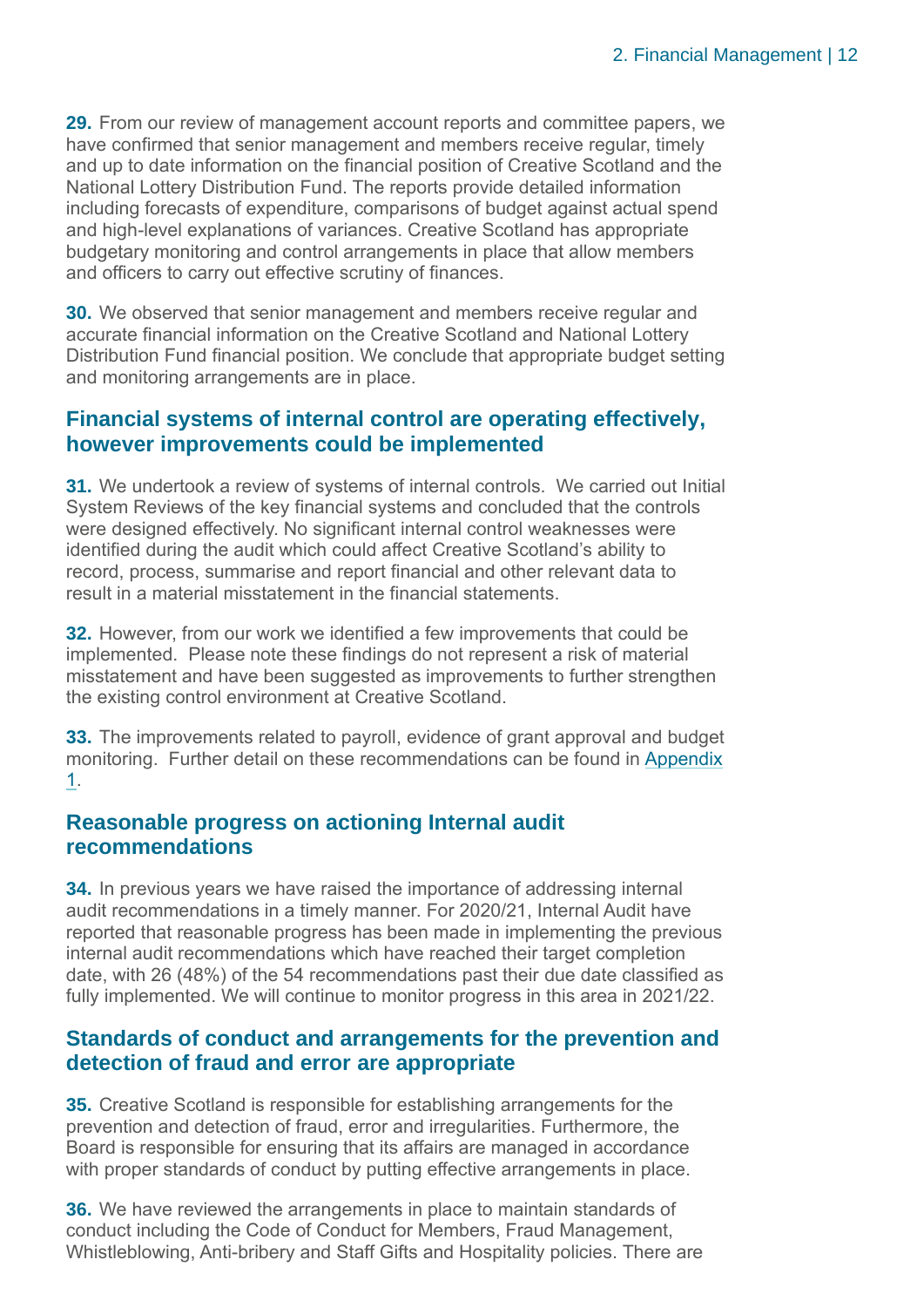**29.** From our review of management account reports and committee papers, we have confirmed that senior management and members receive regular, timely and up to date information on the financial position of Creative Scotland and the National Lottery Distribution Fund. The reports provide detailed information including forecasts of expenditure, comparisons of budget against actual spend and high-level explanations of variances. Creative Scotland has appropriate budgetary monitoring and control arrangements in place that allow members and officers to carry out effective scrutiny of finances.

**30.** We observed that senior management and members receive regular and accurate financial information on the Creative Scotland and National Lottery Distribution Fund financial position. We conclude that appropriate budget setting and monitoring arrangements are in place.

## Financial systems of internal control are operating effectively, however improvements could be implemented

**31.** We undertook a review of systems of internal controls. We carried out Initial System Reviews of the key financial systems and concluded that the controls were designed effectively. No significant internal control weaknesses were identified during the audit which could affect Creative Scotland's ability to record, process, summarise and report financial and other relevant data to result in a material misstatement in the financial statements.

**32.** However, from our work we identified a few improvements that could be implemented. Please note these findings do not represent a risk of material misstatement and have been suggested as improvements to further strengthen the existing control environment at Creative Scotland.

**33.** The improvements related to payroll, evidence of grant approval and budget monitoring. Further detail on these recommendations can be found in Appendix 1.

## Reasonable progress on actioning Internal audit recommendations

**34.** In previous years we have raised the importance of addressing internal audit recommendations in a timely manner. For 2020/21, Internal Audit have reported that reasonable progress has been made in implementing the previous internal audit recommendations which have reached their target completion date, with 26 (48%) of the 54 recommendations past their due date classified as fully implemented. We will continue to monitor progress in this area in 2021/22.

## Standards of conduct and arrangements for the prevention and detection of fraud and error are appropriate

**35.** Creative Scotland is responsible for establishing arrangements for the prevention and detection of fraud, error and irregularities. Furthermore, the Board is responsible for ensuring that its affairs are managed in accordance with proper standards of conduct by putting effective arrangements in place.

**36.** We have reviewed the arrangements in place to maintain standards of conduct including the Code of Conduct for Members, Fraud Management, Whistleblowing, Anti-bribery and Staff Gifts and Hospitality policies. There are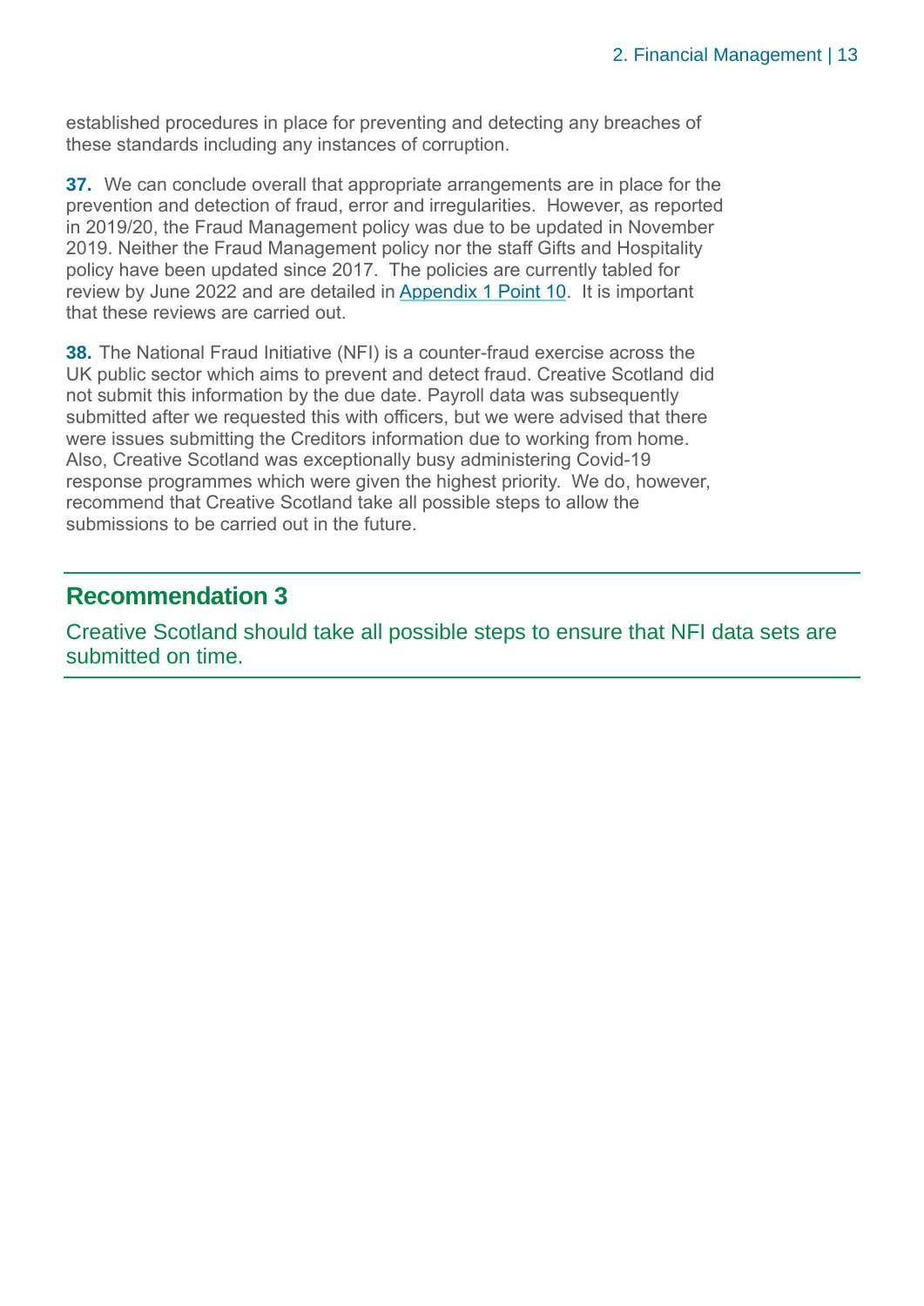established procedures in place for preventing and detecting any breaches of these standards including any instances of corruption.

**37.** We can conclude overall that appropriate arrangements are in place for the prevention and detection of fraud, error and irregularities. However, as reported in 2019/20, the Fraud Management policy was due to be updated in November 2019. Neither the Fraud Management policy nor the staff Gifts and Hospitality policy have been updated since 2017. The policies are currently tabled for review by June 2022 and are detailed in Appendix 1 Point 10. It is important that these reviews are carried out.

**38.** The National Fraud Initiative (NFI) is a counter-fraud exercise across the UK public sector which aims to prevent and detect fraud. Creative Scotland did not submit this information by the due date. Payroll data was subsequently submitted after we requested this with officers, but we were advised that there were issues submitting the Creditors information due to working from home. Also, Creative Scotland was exceptionally busy administering Covid-19 response programmes which were given the highest priority. We do, however, recommend that Creative Scotland take all possible steps to allow the submissions to be carried out in the future.

## Recommendation 3

Creative Scotland should take all possible steps to ensure that NFI data sets are submitted on time.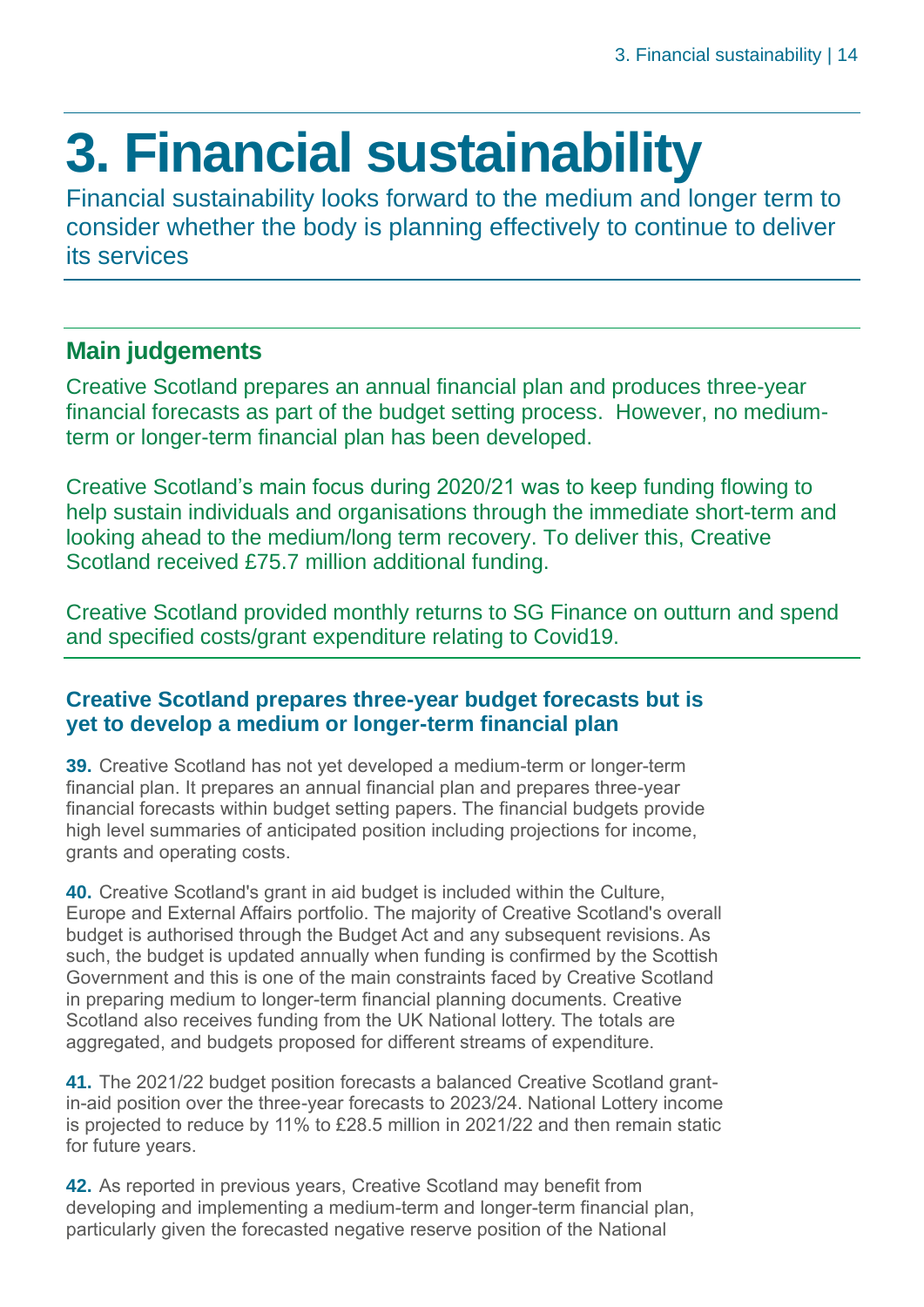# 3. Financial sustainability

Financial sustainability looks forward to the medium and longer term to consider whether the body is planning effectively to continue to deliver its services

## Main judgements

Creative Scotland prepares an annual financial plan and produces three-year financial forecasts as part of the budget setting process. However, no medium-term or longer-term financial plan has been developed.

Creative Scotland's main focus during 2020/21 was to keep funding flowing to help sustain individuals and organisations through the immediate short-term and looking ahead to the medium/long term recovery. To deliver this, Creative Scotland received £75.7 million additional funding.

Creative Scotland provided monthly returns to SG Finance on outturn and spend and specified costs/grant expenditure relating to Covid19.

### Creative Scotland prepares three-year budget forecasts but is yet to develop a medium or longer-term financial plan

**39.** Creative Scotland has not yet developed a medium-term or longer-term financial plan. It prepares an annual financial plan and prepares three-year financial forecasts within budget setting papers. The financial budgets provide high level summaries of anticipated position including projections for income, grants and operating costs.

**40.** Creative Scotland's grant in aid budget is included within the Culture, Europe and External Affairs portfolio. The majority of Creative Scotland's overall budget is authorised through the Budget Act and any subsequent revisions. As such, the budget is updated annually when funding is confirmed by the Scottish Government and this is one of the main constraints faced by Creative Scotland in preparing medium to longer-term financial planning documents. Creative Scotland also receives funding from the UK National lottery. The totals are aggregated, and budgets proposed for different streams of expenditure.

**41.** The 2021/22 budget position forecasts a balanced Creative Scotland grant-in-aid position over the three-year forecasts to 2023/24. National Lottery income is projected to reduce by 11% to £28.5 million in 2021/22 and then remain static for future years.

**42.** As reported in previous years, Creative Scotland may benefit from developing and implementing a medium-term and longer-term financial plan, particularly given the forecasted negative reserve position of the National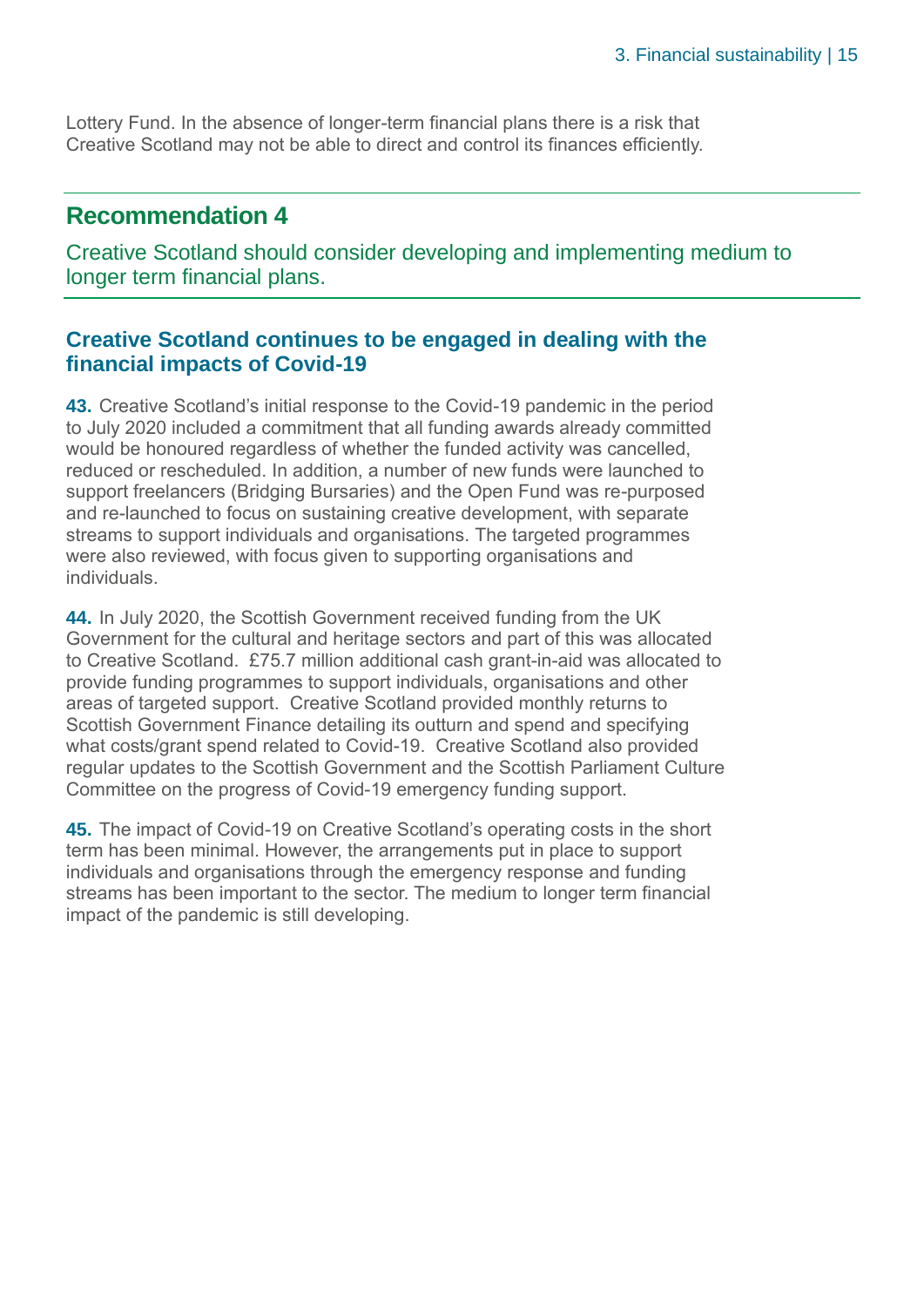Lottery Fund. In the absence of longer-term financial plans there is a risk that Creative Scotland may not be able to direct and control its finances efficiently.

## Recommendation 4

Creative Scotland should consider developing and implementing medium to longer term financial plans.

### Creative Scotland continues to be engaged in dealing with the financial impacts of Covid-19

**43.** Creative Scotland's initial response to the Covid-19 pandemic in the period to July 2020 included a commitment that all funding awards already committed would be honoured regardless of whether the funded activity was cancelled, reduced or rescheduled. In addition, a number of new funds were launched to support freelancers (Bridging Bursaries) and the Open Fund was re-purposed and re-launched to focus on sustaining creative development, with separate streams to support individuals and organisations. The targeted programmes were also reviewed, with focus given to supporting organisations and individuals.

**44.** In July 2020, the Scottish Government received funding from the UK Government for the cultural and heritage sectors and part of this was allocated to Creative Scotland. £75.7 million additional cash grant-in-aid was allocated to provide funding programmes to support individuals, organisations and other areas of targeted support. Creative Scotland provided monthly returns to Scottish Government Finance detailing its outturn and spend and specifying what costs/grant spend related to Covid-19. Creative Scotland also provided regular updates to the Scottish Government and the Scottish Parliament Culture Committee on the progress of Covid-19 emergency funding support.

**45.** The impact of Covid-19 on Creative Scotland's operating costs in the short term has been minimal. However, the arrangements put in place to support individuals and organisations through the emergency response and funding streams has been important to the sector. The medium to longer term financial impact of the pandemic is still developing.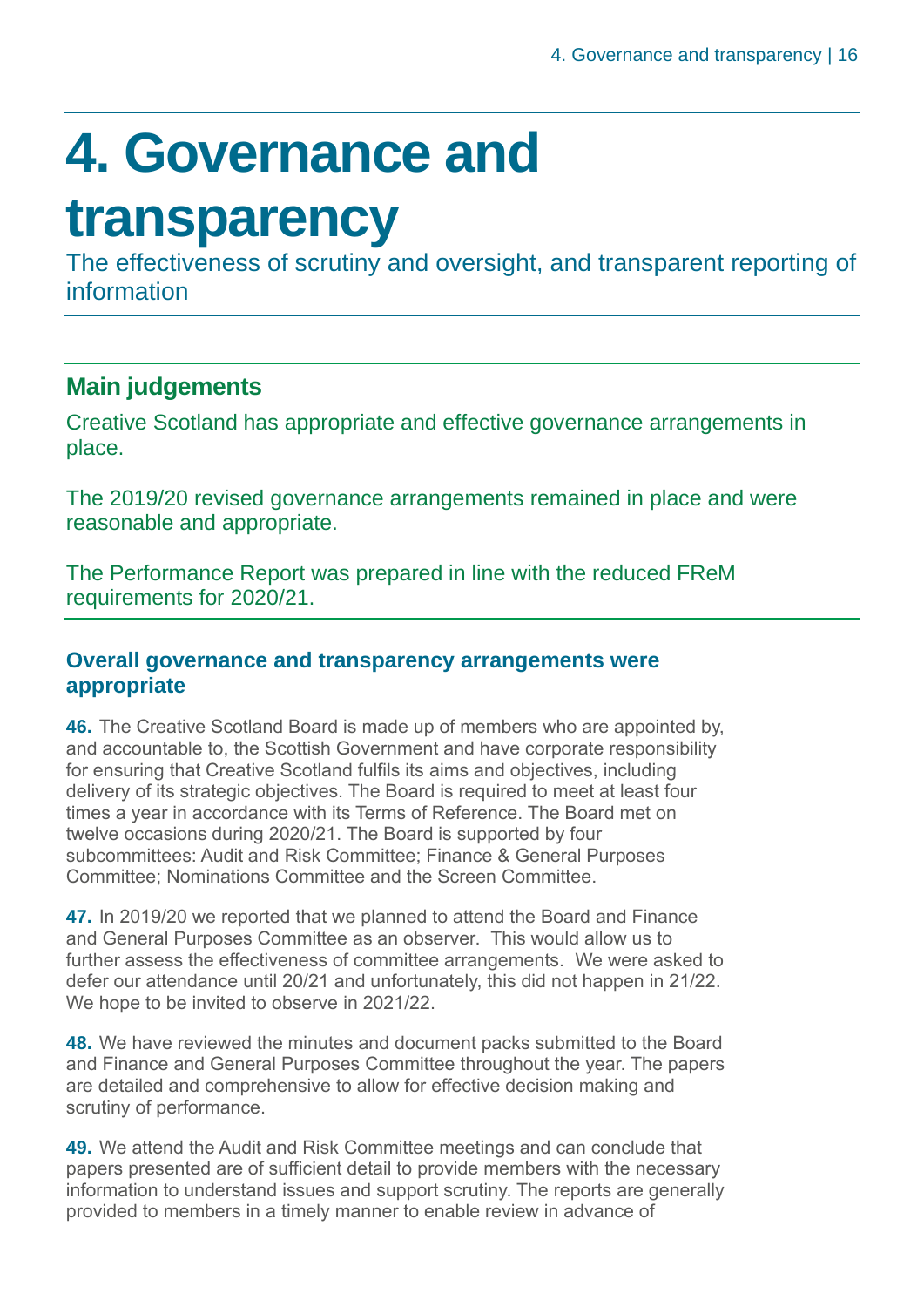# 4. Governance and transparency

The effectiveness of scrutiny and oversight, and transparent reporting of information

## Main judgements

Creative Scotland has appropriate and effective governance arrangements in place.

The 2019/20 revised governance arrangements remained in place and were reasonable and appropriate.

The Performance Report was prepared in line with the reduced FReM requirements for 2020/21.

### Overall governance and transparency arrangements were appropriate

**46.** The Creative Scotland Board is made up of members who are appointed by, and accountable to, the Scottish Government and have corporate responsibility for ensuring that Creative Scotland fulfils its aims and objectives, including delivery of its strategic objectives. The Board is required to meet at least four times a year in accordance with its Terms of Reference. The Board met on twelve occasions during 2020/21. The Board is supported by four subcommittees: Audit and Risk Committee; Finance & General Purposes Committee; Nominations Committee and the Screen Committee.

**47.** In 2019/20 we reported that we planned to attend the Board and Finance and General Purposes Committee as an observer. This would allow us to further assess the effectiveness of committee arrangements. We were asked to defer our attendance until 20/21 and unfortunately, this did not happen in 21/22. We hope to be invited to observe in 2021/22.

**48.** We have reviewed the minutes and document packs submitted to the Board and Finance and General Purposes Committee throughout the year. The papers are detailed and comprehensive to allow for effective decision making and scrutiny of performance.

**49.** We attend the Audit and Risk Committee meetings and can conclude that papers presented are of sufficient detail to provide members with the necessary information to understand issues and support scrutiny. The reports are generally provided to members in a timely manner to enable review in advance of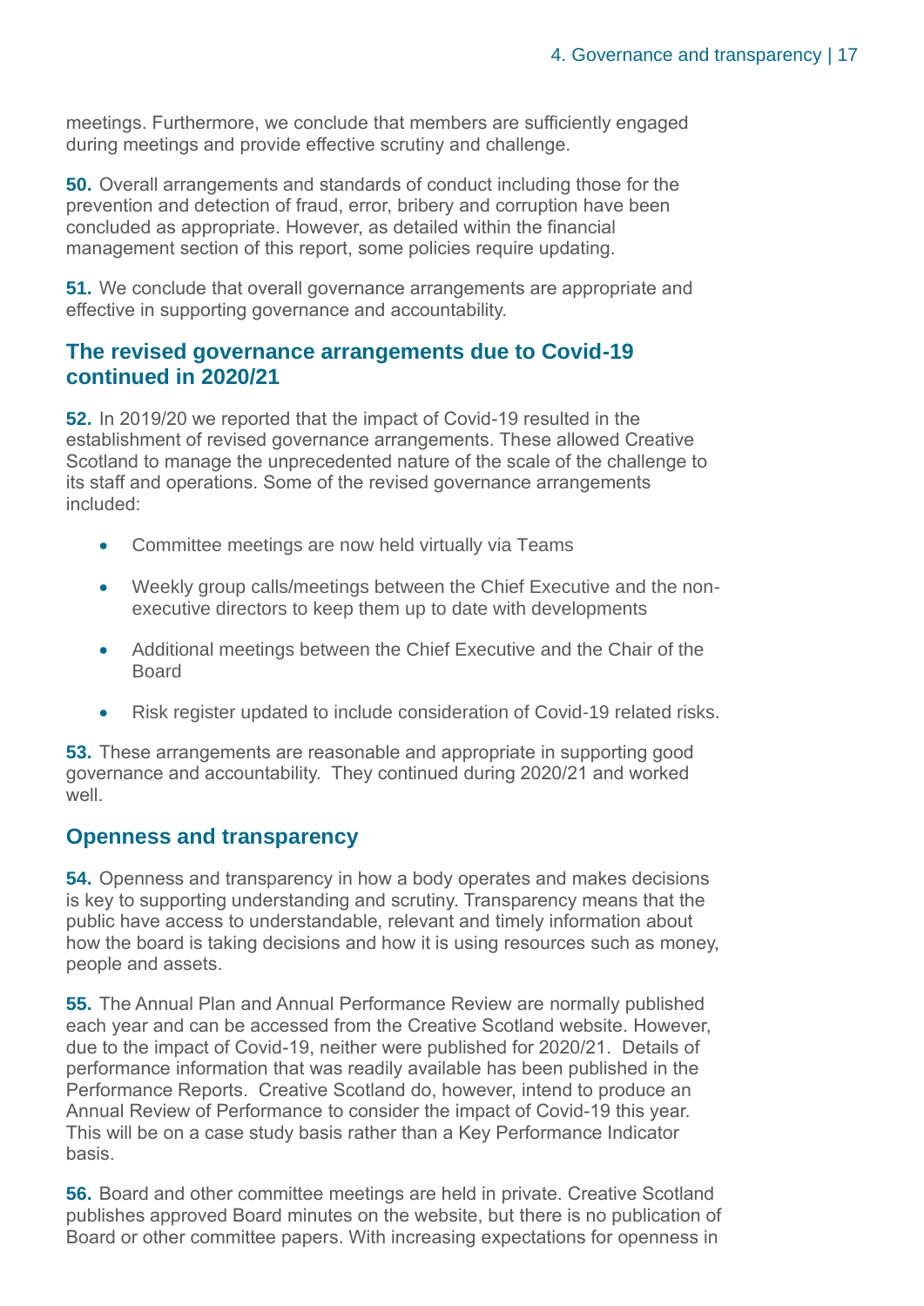meetings. Furthermore, we conclude that members are sufficiently engaged during meetings and provide effective scrutiny and challenge.

**50.** Overall arrangements and standards of conduct including those for the prevention and detection of fraud, error, bribery and corruption have been concluded as appropriate. However, as detailed within the financial management section of this report, some policies require updating.

**51.** We conclude that overall governance arrangements are appropriate and effective in supporting governance and accountability.

## The revised governance arrangements due to Covid-19 continued in 2020/21

**52.** In 2019/20 we reported that the impact of Covid-19 resulted in the establishment of revised governance arrangements. These allowed Creative Scotland to manage the unprecedented nature of the scale of the challenge to its staff and operations. Some of the revised governance arrangements included:

- Committee meetings are now held virtually via Teams
- Weekly group calls/meetings between the Chief Executive and the non-executive directors to keep them up to date with developments
- Additional meetings between the Chief Executive and the Chair of the Board
- Risk register updated to include consideration of Covid-19 related risks.

**53.** These arrangements are reasonable and appropriate in supporting good governance and accountability. They continued during 2020/21 and worked well.

## Openness and transparency

**54.** Openness and transparency in how a body operates and makes decisions is key to supporting understanding and scrutiny. Transparency means that the public have access to understandable, relevant and timely information about how the board is taking decisions and how it is using resources such as money, people and assets.

**55.** The Annual Plan and Annual Performance Review are normally published each year and can be accessed from the Creative Scotland website. However, due to the impact of Covid-19, neither were published for 2020/21. Details of performance information that was readily available has been published in the Performance Reports. Creative Scotland do, however, intend to produce an Annual Review of Performance to consider the impact of Covid-19 this year. This will be on a case study basis rather than a Key Performance Indicator basis.

**56.** Board and other committee meetings are held in private. Creative Scotland publishes approved Board minutes on the website, but there is no publication of Board or other committee papers. With increasing expectations for openness in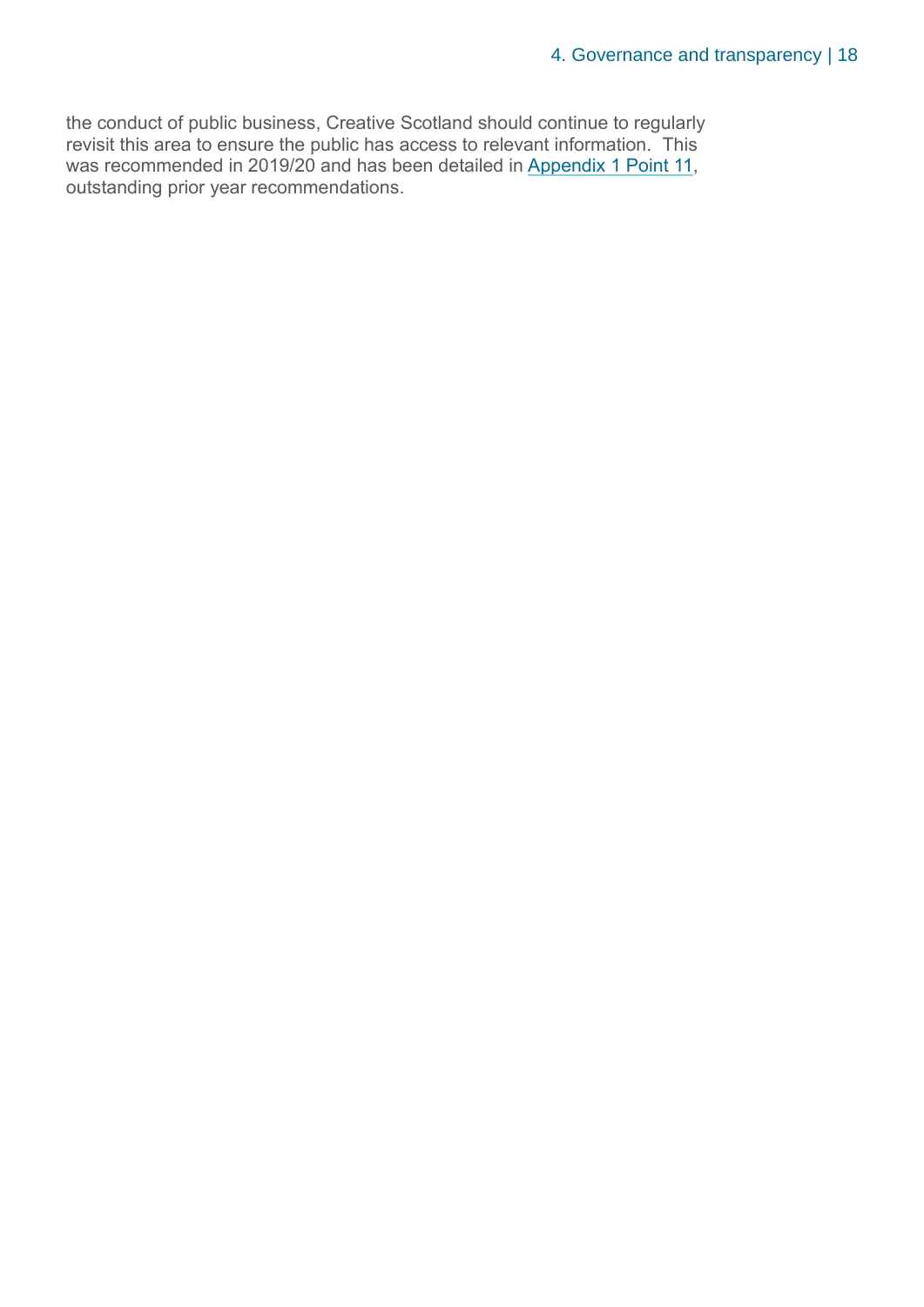the conduct of public business, Creative Scotland should continue to regularly revisit this area to ensure the public has access to relevant information.  This was recommended in 2019/20 and has been detailed in Appendix 1 Point 11, outstanding prior year recommendations.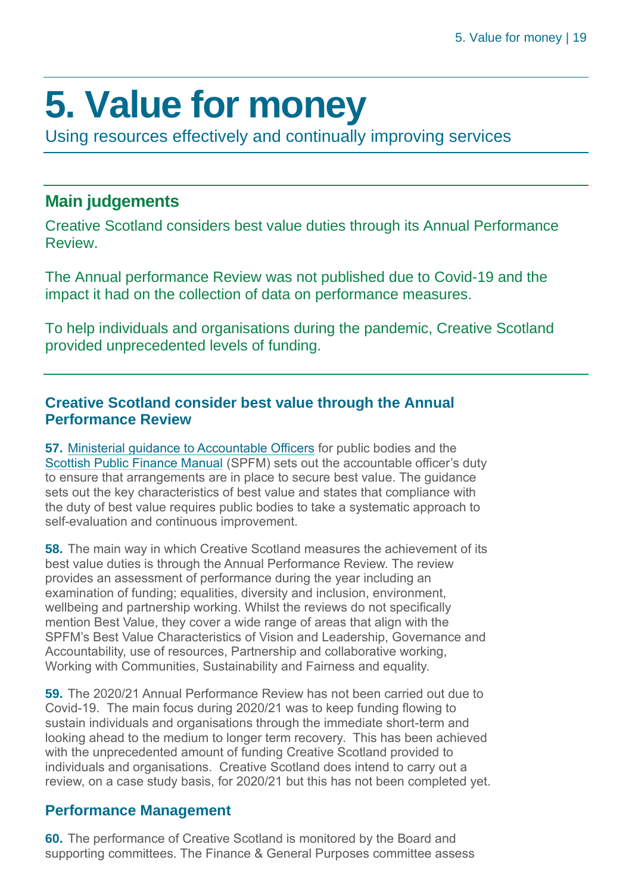# 5. Value for money

Using resources effectively and continually improving services

## Main judgements

Creative Scotland considers best value duties through its Annual Performance Review.

The Annual performance Review was not published due to Covid-19 and the impact it had on the collection of data on performance measures.

To help individuals and organisations during the pandemic, Creative Scotland provided unprecedented levels of funding.

### Creative Scotland consider best value through the Annual Performance Review

**57.** Ministerial guidance to Accountable Officers for public bodies and the Scottish Public Finance Manual (SPFM) sets out the accountable officer's duty to ensure that arrangements are in place to secure best value. The guidance sets out the key characteristics of best value and states that compliance with the duty of best value requires public bodies to take a systematic approach to self-evaluation and continuous improvement.

**58.** The main way in which Creative Scotland measures the achievement of its best value duties is through the Annual Performance Review. The review provides an assessment of performance during the year including an examination of funding; equalities, diversity and inclusion, environment, wellbeing and partnership working. Whilst the reviews do not specifically mention Best Value, they cover a wide range of areas that align with the SPFM's Best Value Characteristics of Vision and Leadership, Governance and Accountability, use of resources, Partnership and collaborative working, Working with Communities, Sustainability and Fairness and equality.

**59.** The 2020/21 Annual Performance Review has not been carried out due to Covid-19. The main focus during 2020/21 was to keep funding flowing to sustain individuals and organisations through the immediate short-term and looking ahead to the medium to longer term recovery. This has been achieved with the unprecedented amount of funding Creative Scotland provided to individuals and organisations. Creative Scotland does intend to carry out a review, on a case study basis, for 2020/21 but this has not been completed yet.

### Performance Management

**60.** The performance of Creative Scotland is monitored by the Board and supporting committees. The Finance & General Purposes committee assess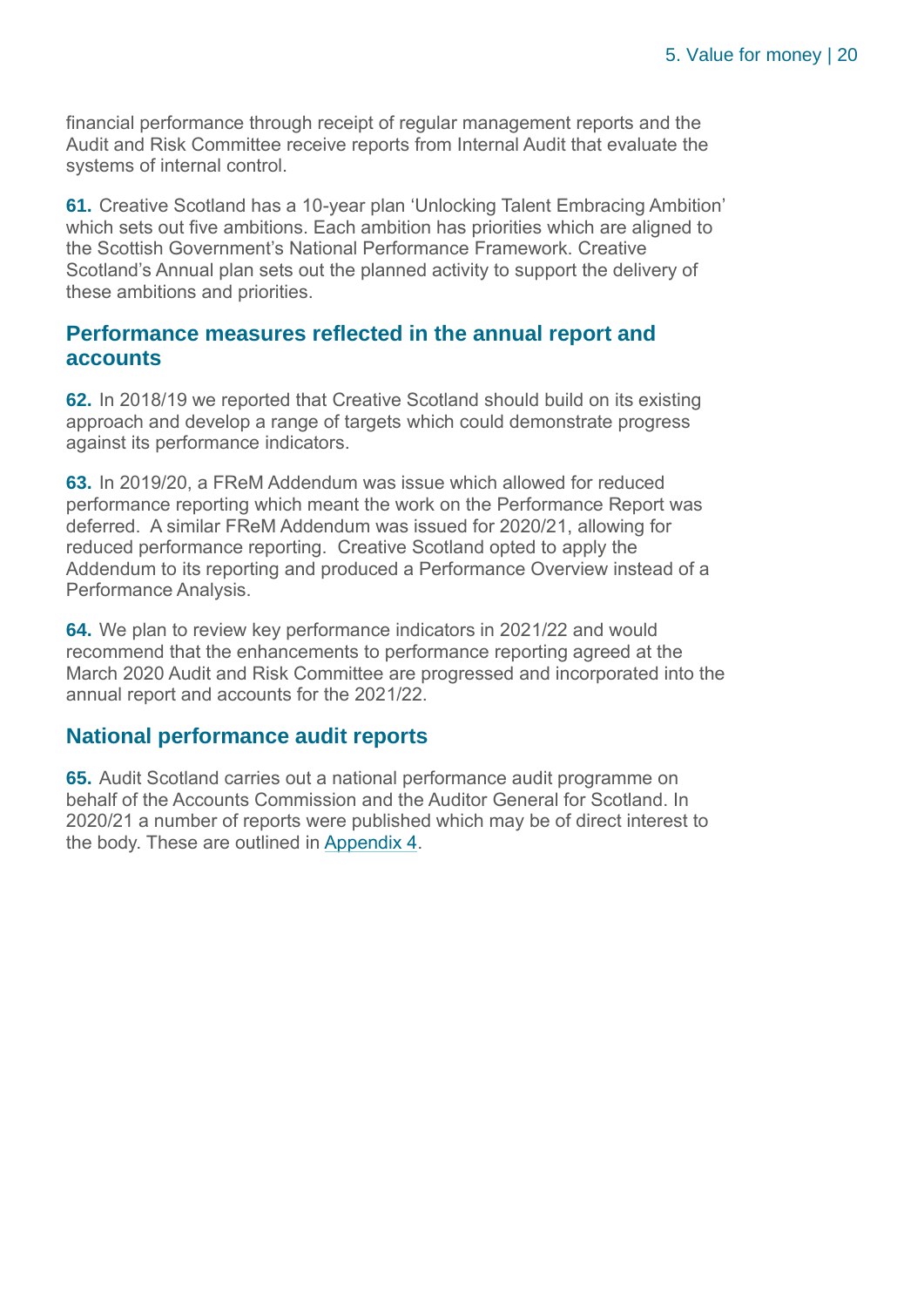financial performance through receipt of regular management reports and the Audit and Risk Committee receive reports from Internal Audit that evaluate the systems of internal control.

**61.** Creative Scotland has a 10-year plan 'Unlocking Talent Embracing Ambition' which sets out five ambitions. Each ambition has priorities which are aligned to the Scottish Government's National Performance Framework. Creative Scotland's Annual plan sets out the planned activity to support the delivery of these ambitions and priorities.

## Performance measures reflected in the annual report and accounts

**62.** In 2018/19 we reported that Creative Scotland should build on its existing approach and develop a range of targets which could demonstrate progress against its performance indicators.

**63.** In 2019/20, a FReM Addendum was issue which allowed for reduced performance reporting which meant the work on the Performance Report was deferred. A similar FReM Addendum was issued for 2020/21, allowing for reduced performance reporting. Creative Scotland opted to apply the Addendum to its reporting and produced a Performance Overview instead of a Performance Analysis.

**64.** We plan to review key performance indicators in 2021/22 and would recommend that the enhancements to performance reporting agreed at the March 2020 Audit and Risk Committee are progressed and incorporated into the annual report and accounts for the 2021/22.

## National performance audit reports

**65.** Audit Scotland carries out a national performance audit programme on behalf of the Accounts Commission and the Auditor General for Scotland. In 2020/21 a number of reports were published which may be of direct interest to the body. These are outlined in Appendix 4.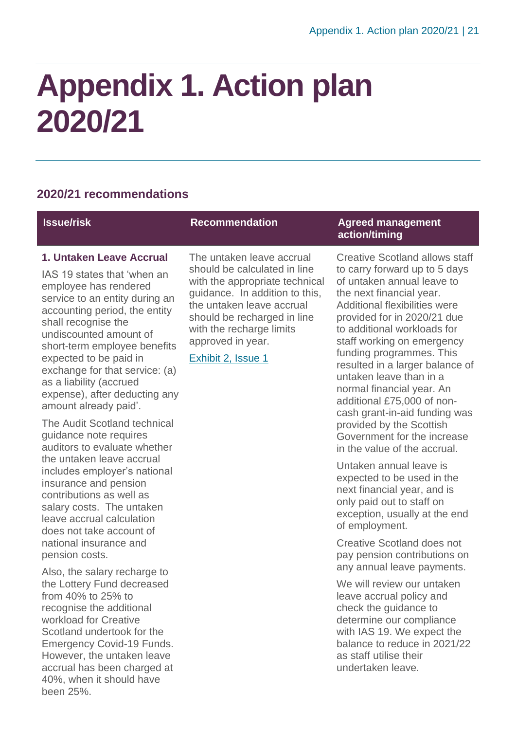# Appendix 1. Action plan 2020/21

## 2020/21 recommendations

| Issue/risk | Recommendation | Agreed management action/timing |
|---|---|---|
| **1. Untaken Leave Accrual**<br><br>IAS 19 states that 'when an employee has rendered service to an entity during an accounting period, the entity shall recognise the undiscounted amount of short-term employee benefits expected to be paid in exchange for that service: (a) as a liability (accrued expense), after deducting any amount already paid'.<br><br>The Audit Scotland technical guidance note requires auditors to evaluate whether the untaken leave accrual includes employer's national insurance and pension contributions as well as salary costs. The untaken leave accrual calculation does not take account of national insurance and pension costs.<br><br>Also, the salary recharge to the Lottery Fund decreased from 40% to 25% to recognise the additional workload for Creative Scotland undertook for the Emergency Covid-19 Funds. However, the untaken leave accrual has been charged at 40%, when it should have been 25%. | The untaken leave accrual should be calculated in line with the appropriate technical guidance. In addition to this, the untaken leave accrual should be recharged in line with the recharge limits approved in year.<br><br>Exhibit 2, Issue 1 | Creative Scotland allows staff to carry forward up to 5 days of untaken annual leave to the next financial year. Additional flexibilities were provided for in 2020/21 due to additional workloads for staff working on emergency funding programmes. This resulted in a larger balance of untaken leave than in a normal financial year. An additional £75,000 of non-cash grant-in-aid funding was provided by the Scottish Government for the increase in the value of the accrual.<br><br>Untaken annual leave is expected to be used in the next financial year, and is only paid out to staff on exception, usually at the end of employment.<br><br>Creative Scotland does not pay pension contributions on any annual leave payments.<br><br>We will review our untaken leave accrual policy and check the guidance to determine our compliance with IAS 19. We expect the balance to reduce in 2021/22 as staff utilise their undertaken leave. |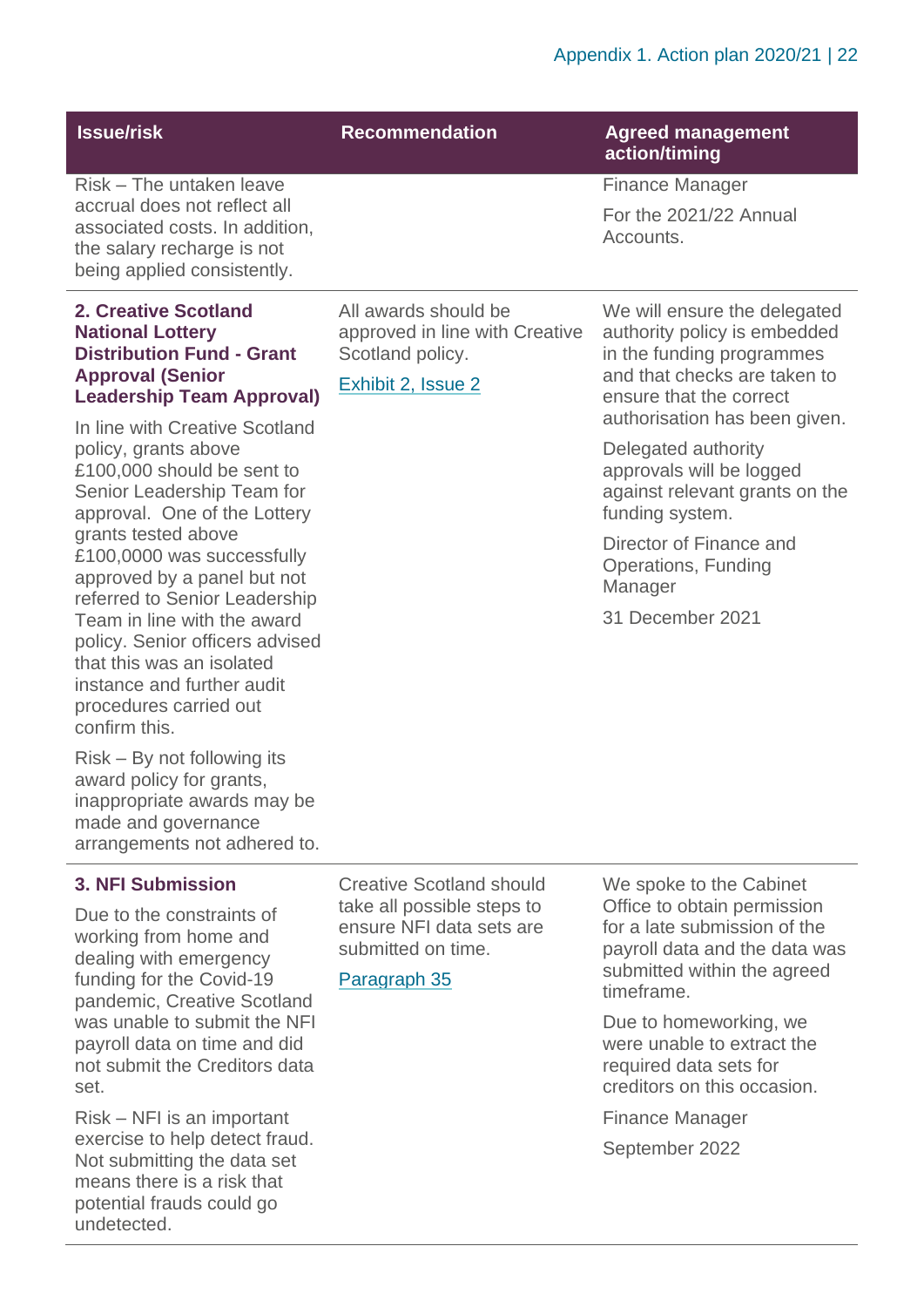| Issue/risk | Recommendation | Agreed management action/timing |
|---|---|---|
| Risk – The untaken leave accrual does not reflect all associated costs. In addition, the salary recharge is not being applied consistently. | | Finance Manager<br><br>For the 2021/22 Annual Accounts. |
| **2. Creative Scotland National Lottery Distribution Fund - Grant Approval (Senior Leadership Team Approval)**<br><br>In line with Creative Scotland policy, grants above £100,000 should be sent to Senior Leadership Team for approval. One of the Lottery grants tested above £100,0000 was successfully approved by a panel but not referred to Senior Leadership Team in line with the award policy. Senior officers advised that this was an isolated instance and further audit procedures carried out confirm this.<br><br>Risk – By not following its award policy for grants, inappropriate awards may be made and governance arrangements not adhered to. | All awards should be approved in line with Creative Scotland policy.<br><br>Exhibit 2, Issue 2 | We will ensure the delegated authority policy is embedded in the funding programmes and that checks are taken to ensure that the correct authorisation has been given.<br><br>Delegated authority approvals will be logged against relevant grants on the funding system.<br><br>Director of Finance and Operations, Funding Manager<br><br>31 December 2021 |
| **3. NFI Submission**<br><br>Due to the constraints of working from home and dealing with emergency funding for the Covid-19 pandemic, Creative Scotland was unable to submit the NFI payroll data on time and did not submit the Creditors data set.<br><br>Risk – NFI is an important exercise to help detect fraud. Not submitting the data set means there is a risk that potential frauds could go undetected. | Creative Scotland should take all possible steps to ensure NFI data sets are submitted on time.<br><br>Paragraph 35 | We spoke to the Cabinet Office to obtain permission for a late submission of the payroll data and the data was submitted within the agreed timeframe.<br><br>Due to homeworking, we were unable to extract the required data sets for creditors on this occasion.<br><br>Finance Manager<br><br>September 2022 |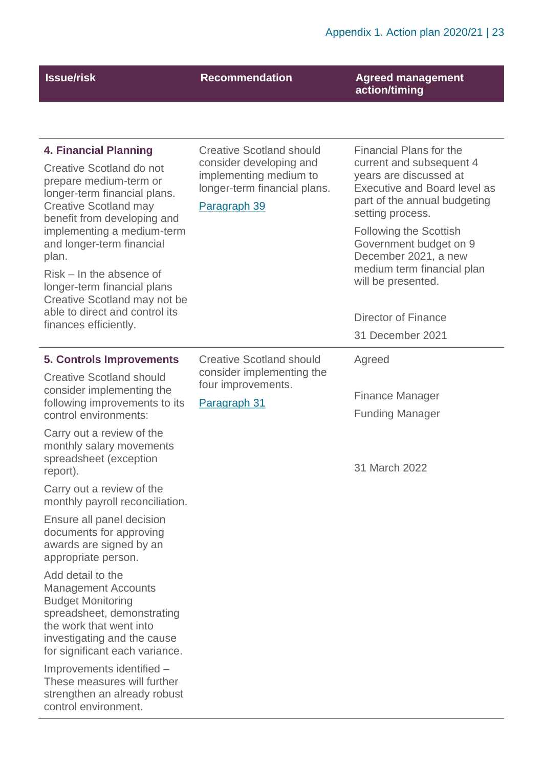| Issue/risk | Recommendation | Agreed management action/timing |
|---|---|---|
| **4. Financial Planning**<br><br>Creative Scotland do not prepare medium-term or longer-term financial plans. Creative Scotland may benefit from developing and implementing a medium-term and longer-term financial plan.<br><br>Risk – In the absence of longer-term financial plans Creative Scotland may not be able to direct and control its finances efficiently. | Creative Scotland should consider developing and implementing medium to longer-term financial plans.<br><br>Paragraph 39 | Financial Plans for the current and subsequent 4 years are discussed at Executive and Board level as part of the annual budgeting setting process.<br><br>Following the Scottish Government budget on 9 December 2021, a new medium term financial plan will be presented.<br><br>Director of Finance<br><br>31 December 2021 |
| **5. Controls Improvements**<br><br>Creative Scotland should consider implementing the following improvements to its control environments:<br><br>Carry out a review of the monthly salary movements spreadsheet (exception report).<br><br>Carry out a review of the monthly payroll reconciliation.<br><br>Ensure all panel decision documents for approving awards are signed by an appropriate person.<br><br>Add detail to the Management Accounts Budget Monitoring spreadsheet, demonstrating the work that went into investigating and the cause for significant each variance.<br><br>Improvements identified – These measures will further strengthen an already robust control environment. | Creative Scotland should consider implementing the four improvements.<br><br>Paragraph 31 | Agreed<br><br>Finance Manager<br><br>Funding Manager<br><br>31 March 2022 |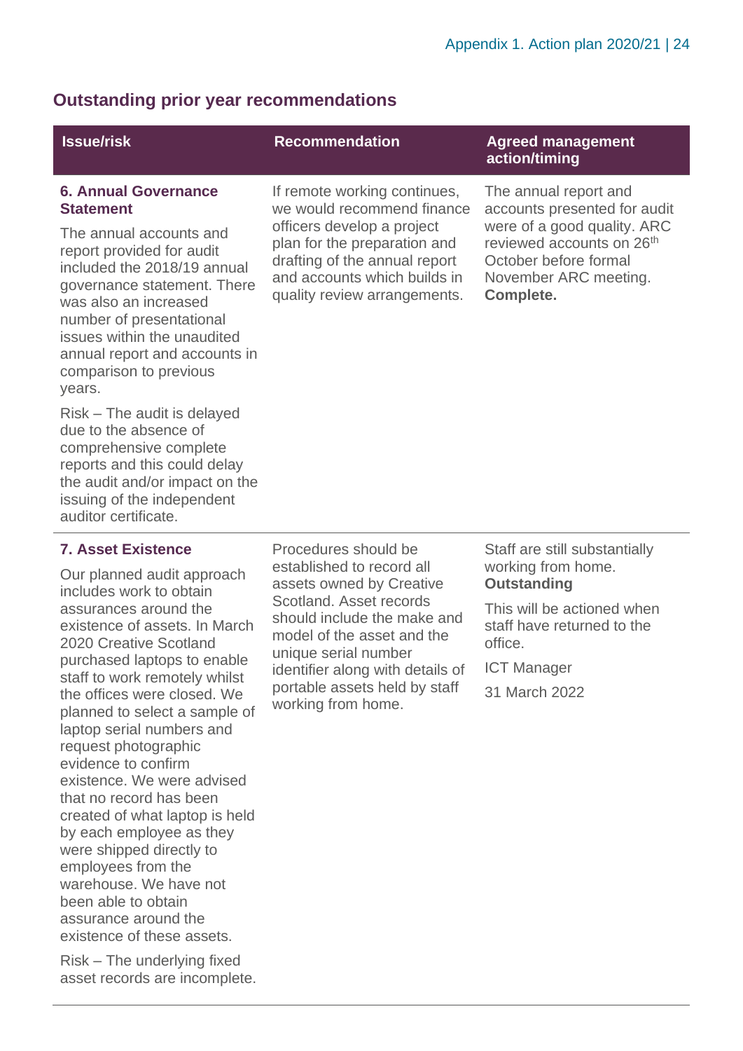## Outstanding prior year recommendations

| Issue/risk | Recommendation | Agreed management action/timing |
|---|---|---|
| **6. Annual Governance Statement**<br><br>The annual accounts and report provided for audit included the 2018/19 annual governance statement. There was also an increased number of presentational issues within the unaudited annual report and accounts in comparison to previous years.<br><br>Risk – The audit is delayed due to the absence of comprehensive complete reports and this could delay the audit and/or impact on the issuing of the independent auditor certificate. | If remote working continues, we would recommend finance officers develop a project plan for the preparation and drafting of the annual report and accounts which builds in quality review arrangements. | The annual report and accounts presented for audit were of a good quality. ARC reviewed accounts on 26th October before formal November ARC meeting.<br>**Complete.** |
| **7. Asset Existence**<br><br>Our planned audit approach includes work to obtain assurances around the existence of assets. In March 2020 Creative Scotland purchased laptops to enable staff to work remotely whilst the offices were closed. We planned to select a sample of laptop serial numbers and request photographic evidence to confirm existence. We were advised that no record has been created of what laptop is held by each employee as they were shipped directly to employees from the warehouse. We have not been able to obtain assurance around the existence of these assets.<br><br>Risk – The underlying fixed asset records are incomplete. | Procedures should be established to record all assets owned by Creative Scotland. Asset records should include the make and model of the asset and the unique serial number identifier along with details of portable assets held by staff working from home. | Staff are still substantially working from home.<br>**Outstanding**<br><br>This will be actioned when staff have returned to the office.<br><br>ICT Manager<br><br>31 March 2022 |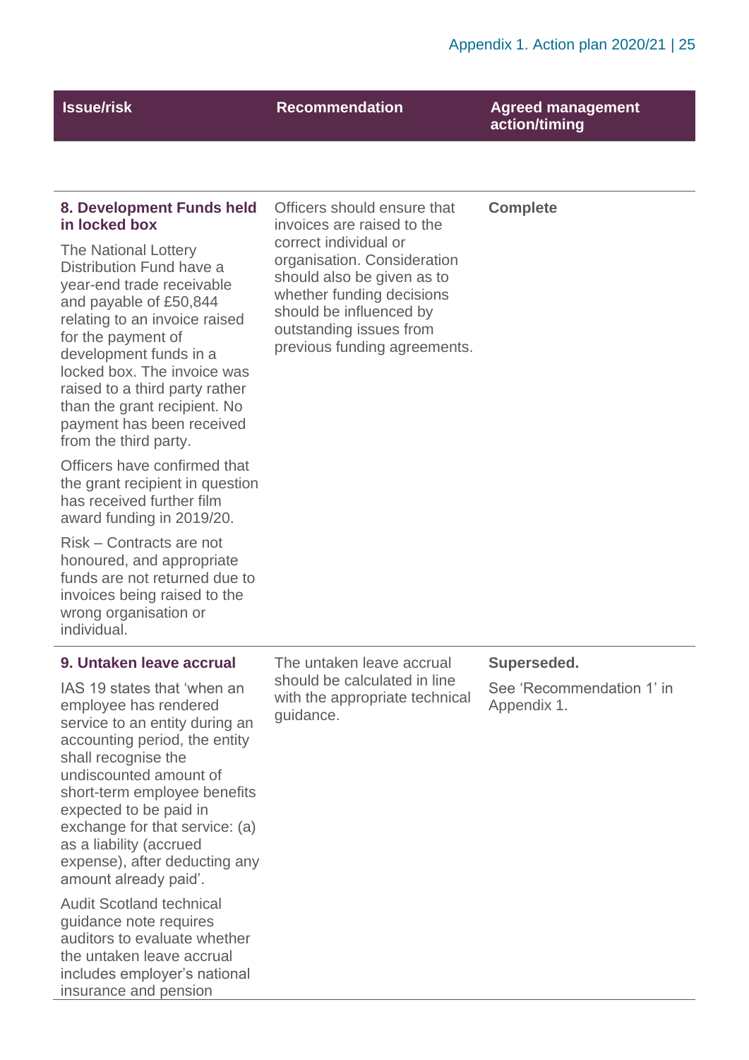| Issue/risk | Recommendation | Agreed management action/timing |
|---|---|---|
| **8. Development Funds held in locked box**<br><br>The National Lottery Distribution Fund have a year-end trade receivable and payable of £50,844 relating to an invoice raised for the payment of development funds in a locked box. The invoice was raised to a third party rather than the grant recipient. No payment has been received from the third party.<br><br>Officers have confirmed that the grant recipient in question has received further film award funding in 2019/20.<br><br>Risk – Contracts are not honoured, and appropriate funds are not returned due to invoices being raised to the wrong organisation or individual. | Officers should ensure that invoices are raised to the correct individual or organisation. Consideration should also be given as to whether funding decisions should be influenced by outstanding issues from previous funding agreements. | **Complete** |
| **9. Untaken leave accrual**<br><br>IAS 19 states that 'when an employee has rendered service to an entity during an accounting period, the entity shall recognise the undiscounted amount of short-term employee benefits expected to be paid in exchange for that service: (a) as a liability (accrued expense), after deducting any amount already paid'.<br><br>Audit Scotland technical guidance note requires auditors to evaluate whether the untaken leave accrual includes employer's national insurance and pension | The untaken leave accrual should be calculated in line with the appropriate technical guidance. | **Superseded.**<br><br>See 'Recommendation 1' in Appendix 1. |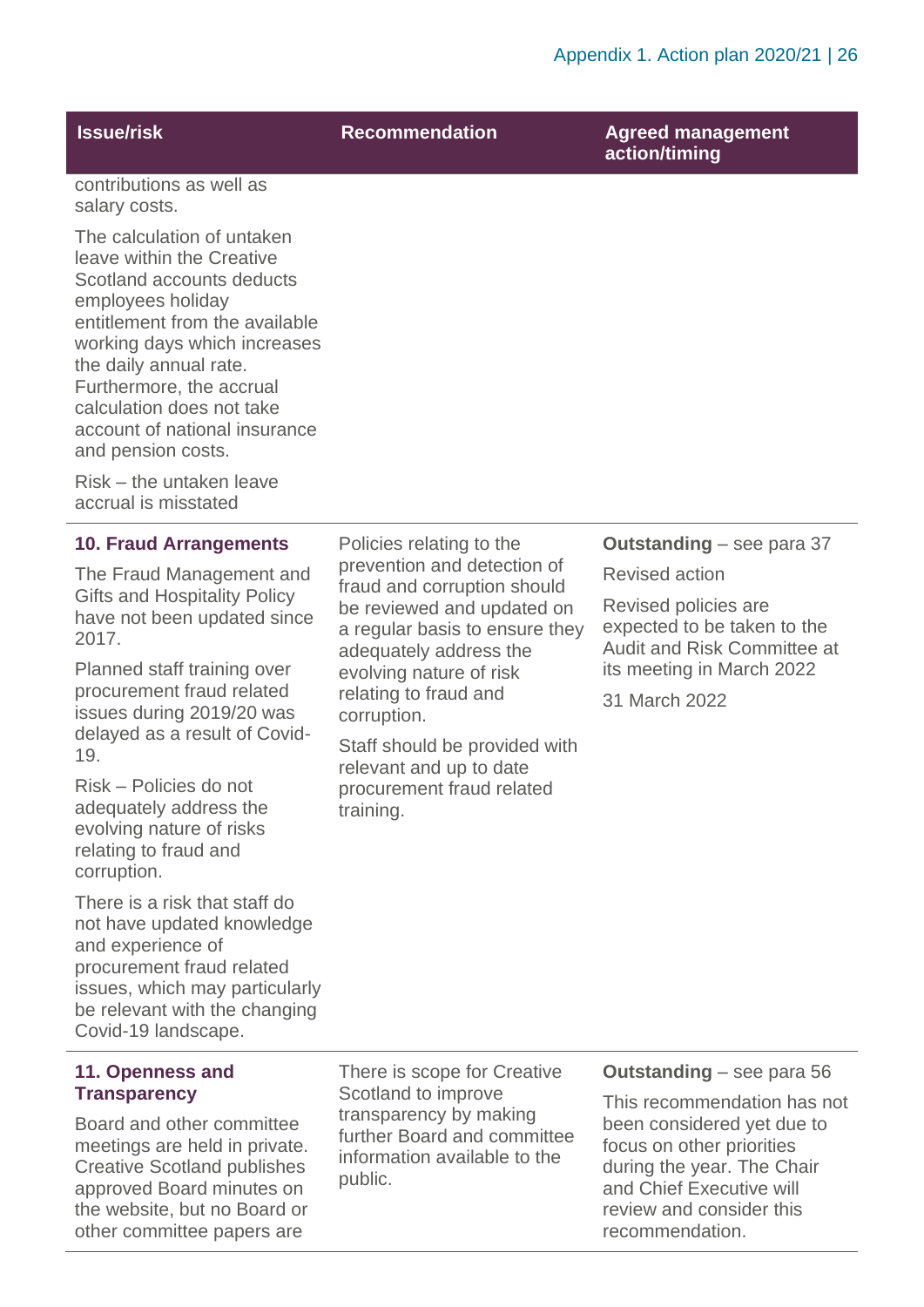| Issue/risk | Recommendation | Agreed management action/timing |
|---|---|---|
| contributions as well as salary costs.<br><br>The calculation of untaken leave within the Creative Scotland accounts deducts employees holiday entitlement from the available working days which increases the daily annual rate. Furthermore, the accrual calculation does not take account of national insurance and pension costs.<br><br>Risk – the untaken leave accrual is misstated | | |
| **10. Fraud Arrangements**<br><br>The Fraud Management and Gifts and Hospitality Policy have not been updated since 2017.<br><br>Planned staff training over procurement fraud related issues during 2019/20 was delayed as a result of Covid-19.<br><br>Risk – Policies do not adequately address the evolving nature of risks relating to fraud and corruption.<br><br>There is a risk that staff do not have updated knowledge and experience of procurement fraud related issues, which may particularly be relevant with the changing Covid-19 landscape. | Policies relating to the prevention and detection of fraud and corruption should be reviewed and updated on a regular basis to ensure they adequately address the evolving nature of risk relating to fraud and corruption.<br><br>Staff should be provided with relevant and up to date procurement fraud related training. | **Outstanding** – see para 37<br><br>Revised action<br><br>Revised policies are expected to be taken to the Audit and Risk Committee at its meeting in March 2022<br><br>31 March 2022 |
| **11. Openness and Transparency**<br><br>Board and other committee meetings are held in private. Creative Scotland publishes approved Board minutes on the website, but no Board or other committee papers are | There is scope for Creative Scotland to improve transparency by making further Board and committee information available to the public. | **Outstanding** – see para 56<br><br>This recommendation has not been considered yet due to focus on other priorities during the year. The Chair and Chief Executive will review and consider this recommendation. |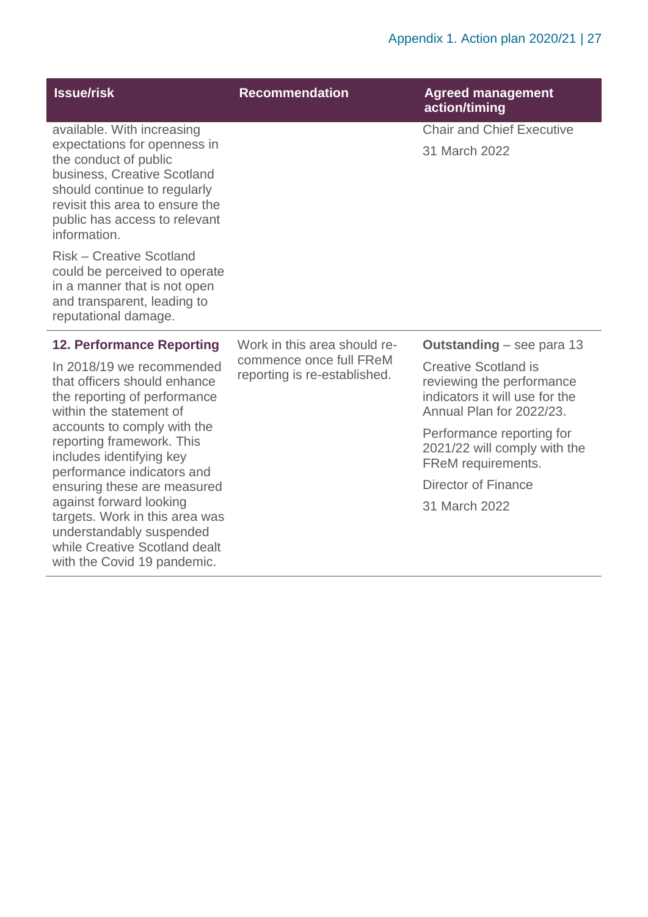| Issue/risk | Recommendation | Agreed management action/timing |
|---|---|---|
| available. With increasing expectations for openness in the conduct of public business, Creative Scotland should continue to regularly revisit this area to ensure the public has access to relevant information.<br><br>Risk – Creative Scotland could be perceived to operate in a manner that is not open and transparent, leading to reputational damage. | | Chair and Chief Executive<br><br>31 March 2022 |
| **12. Performance Reporting**<br><br>In 2018/19 we recommended that officers should enhance the reporting of performance within the statement of accounts to comply with the reporting framework. This includes identifying key performance indicators and ensuring these are measured against forward looking targets. Work in this area was understandably suspended while Creative Scotland dealt with the Covid 19 pandemic. | Work in this area should re-commence once full FReM reporting is re-established. | **Outstanding** – see para 13<br><br>Creative Scotland is reviewing the performance indicators it will use for the Annual Plan for 2022/23.<br><br>Performance reporting for 2021/22 will comply with the FReM requirements.<br><br>Director of Finance<br><br>31 March 2022 |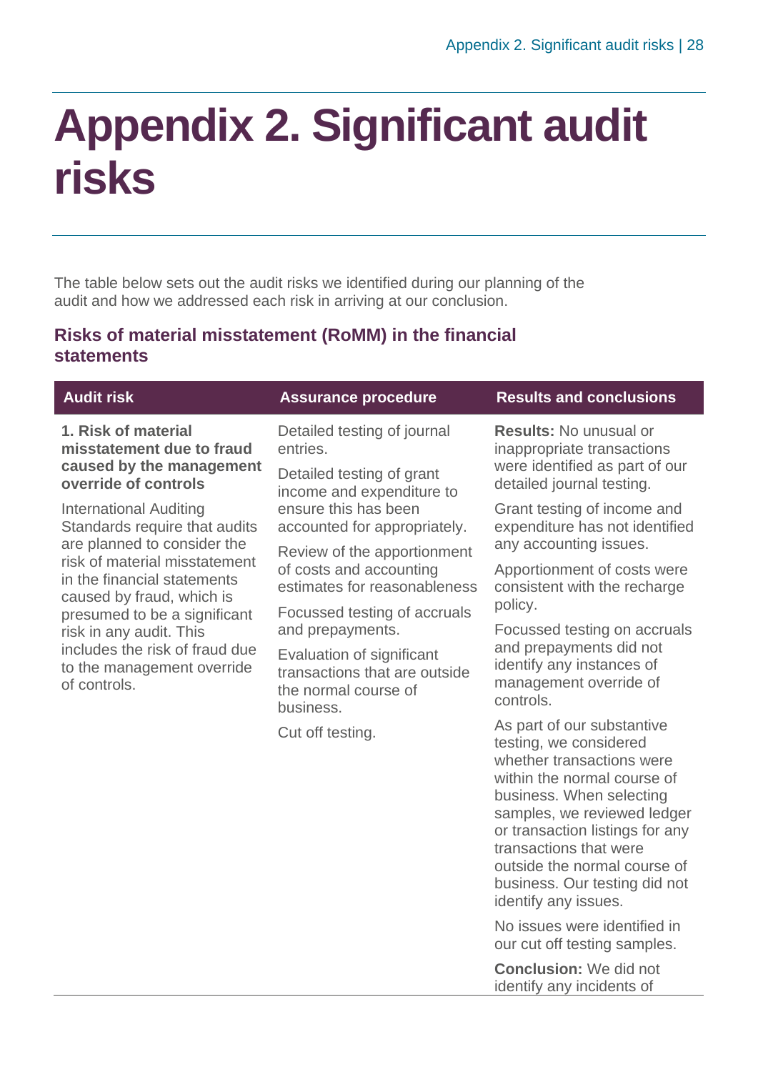# Appendix 2. Significant audit risks

The table below sets out the audit risks we identified during our planning of the audit and how we addressed each risk in arriving at our conclusion.

## Risks of material misstatement (RoMM) in the financial statements

| Audit risk | Assurance procedure | Results and conclusions |
|---|---|---|
| **1. Risk of material misstatement due to fraud caused by the management override of controls**<br><br>International Auditing Standards require that audits are planned to consider the risk of material misstatement in the financial statements caused by fraud, which is presumed to be a significant risk in any audit. This includes the risk of fraud due to the management override of controls. | Detailed testing of journal entries.<br><br>Detailed testing of grant income and expenditure to ensure this has been accounted for appropriately.<br><br>Review of the apportionment of costs and accounting estimates for reasonableness<br><br>Focussed testing of accruals and prepayments.<br><br>Evaluation of significant transactions that are outside the normal course of business.<br><br>Cut off testing. | **Results:** No unusual or inappropriate transactions were identified as part of our detailed journal testing.<br><br>Grant testing of income and expenditure has not identified any accounting issues.<br><br>Apportionment of costs were consistent with the recharge policy.<br><br>Focussed testing on accruals and prepayments did not identify any instances of management override of controls.<br><br>As part of our substantive testing, we considered whether transactions were within the normal course of business. When selecting samples, we reviewed ledger or transaction listings for any transactions that were outside the normal course of business. Our testing did not identify any issues.<br><br>No issues were identified in our cut off testing samples.<br><br>**Conclusion:** We did not identify any incidents of |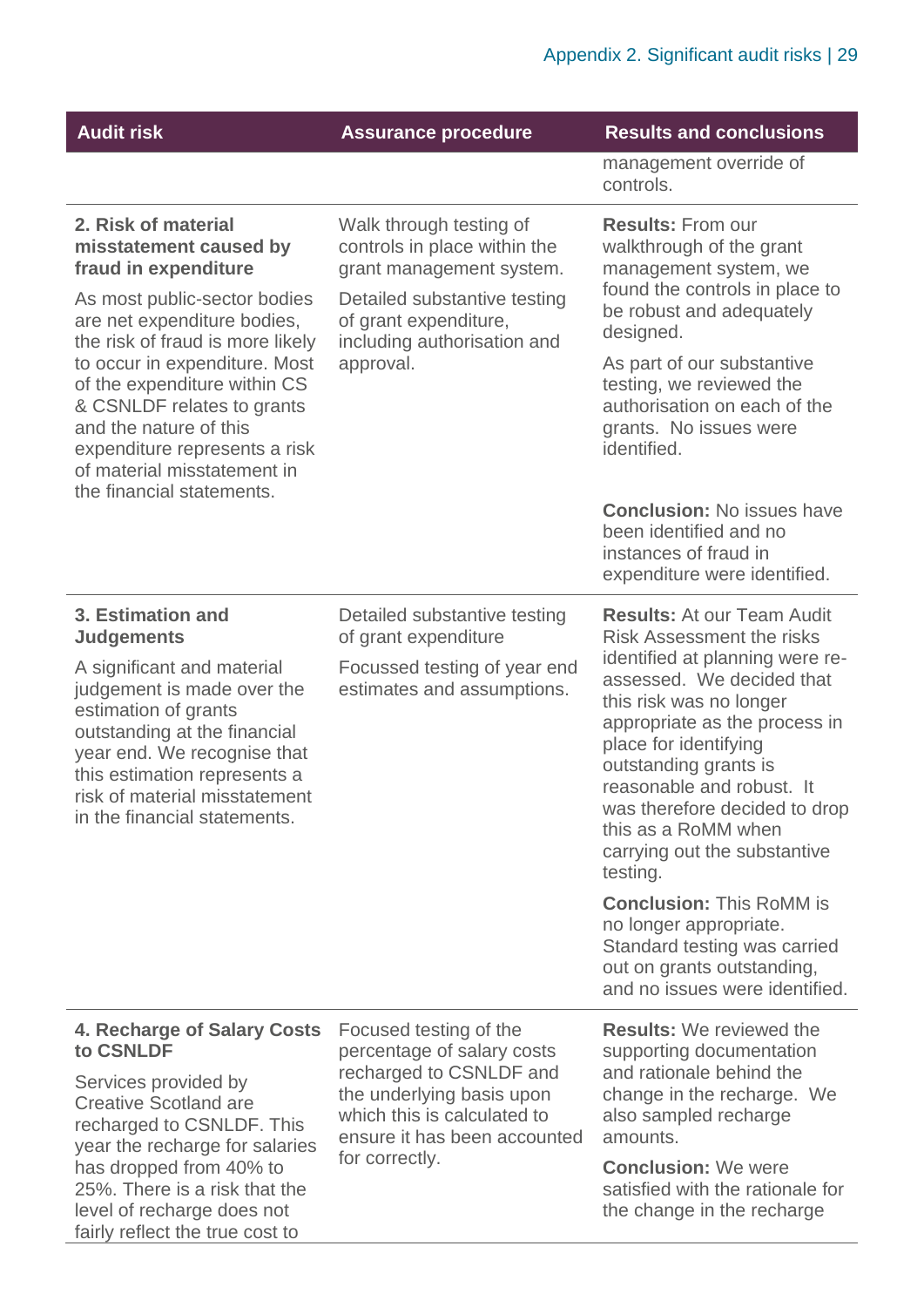| Audit risk | Assurance procedure | Results and conclusions |
|---|---|---|
| | | management override of controls. |
| **2. Risk of material misstatement caused by fraud in expenditure**<br><br>As most public-sector bodies are net expenditure bodies, the risk of fraud is more likely to occur in expenditure. Most of the expenditure within CS & CSNLDF relates to grants and the nature of this expenditure represents a risk of material misstatement in the financial statements. | Walk through testing of controls in place within the grant management system.<br><br>Detailed substantive testing of grant expenditure, including authorisation and approval. | **Results:** From our walkthrough of the grant management system, we found the controls in place to be robust and adequately designed.<br><br>As part of our substantive testing, we reviewed the authorisation on each of the grants. No issues were identified.<br><br>**Conclusion:** No issues have been identified and no instances of fraud in expenditure were identified. |
| **3. Estimation and Judgements**<br><br>A significant and material judgement is made over the estimation of grants outstanding at the financial year end. We recognise that this estimation represents a risk of material misstatement in the financial statements. | Detailed substantive testing of grant expenditure<br><br>Focussed testing of year end estimates and assumptions. | **Results:** At our Team Audit Risk Assessment the risks identified at planning were re-assessed. We decided that this risk was no longer appropriate as the process in place for identifying outstanding grants is reasonable and robust. It was therefore decided to drop this as a RoMM when carrying out the substantive testing.<br><br>**Conclusion:** This RoMM is no longer appropriate. Standard testing was carried out on grants outstanding, and no issues were identified. |
| **4. Recharge of Salary Costs to CSNLDF**<br><br>Services provided by Creative Scotland are recharged to CSNLDF. This year the recharge for salaries has dropped from 40% to 25%. There is a risk that the level of recharge does not fairly reflect the true cost to | Focused testing of the percentage of salary costs recharged to CSNLDF and the underlying basis upon which this is calculated to ensure it has been accounted for correctly. | **Results:** We reviewed the supporting documentation and rationale behind the change in the recharge. We also sampled recharge amounts.<br><br>**Conclusion:** We were satisfied with the rationale for the change in the recharge |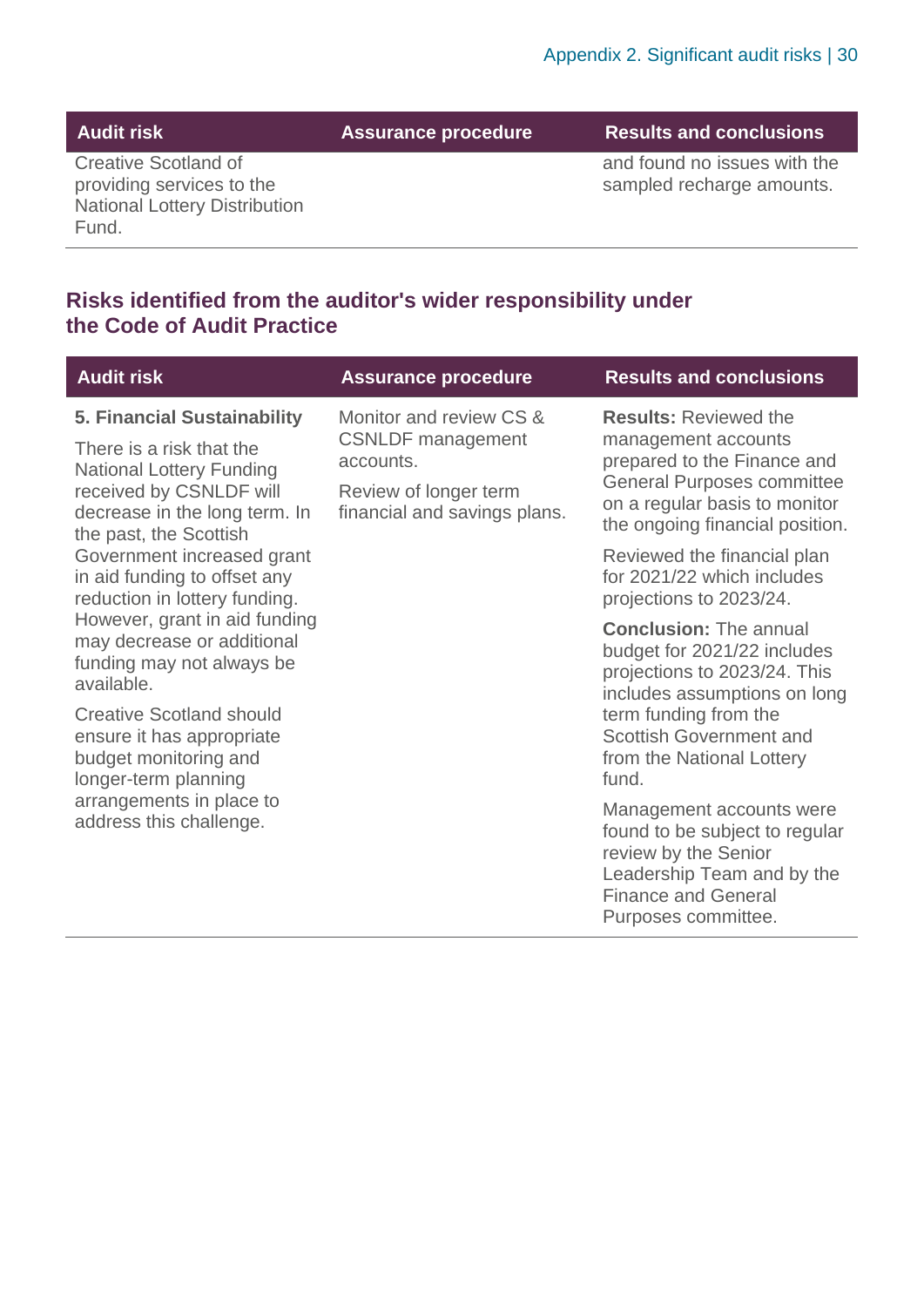| Audit risk | Assurance procedure | Results and conclusions |
|---|---|---|
| Creative Scotland of providing services to the National Lottery Distribution Fund. | | and found no issues with the sampled recharge amounts. |

## Risks identified from the auditor's wider responsibility under the Code of Audit Practice

| Audit risk | Assurance procedure | Results and conclusions |
|---|---|---|
| **5. Financial Sustainability**<br><br>There is a risk that the National Lottery Funding received by CSNLDF will decrease in the long term. In the past, the Scottish Government increased grant in aid funding to offset any reduction in lottery funding. However, grant in aid funding may decrease or additional funding may not always be available.<br><br>Creative Scotland should ensure it has appropriate budget monitoring and longer-term planning arrangements in place to address this challenge. | Monitor and review CS & CSNLDF management accounts.<br><br>Review of longer term financial and savings plans. | **Results:** Reviewed the management accounts prepared to the Finance and General Purposes committee on a regular basis to monitor the ongoing financial position.<br><br>Reviewed the financial plan for 2021/22 which includes projections to 2023/24.<br><br>**Conclusion:** The annual budget for 2021/22 includes projections to 2023/24. This includes assumptions on long term funding from the Scottish Government and from the National Lottery fund.<br><br>Management accounts were found to be subject to regular review by the Senior Leadership Team and by the Finance and General Purposes committee. |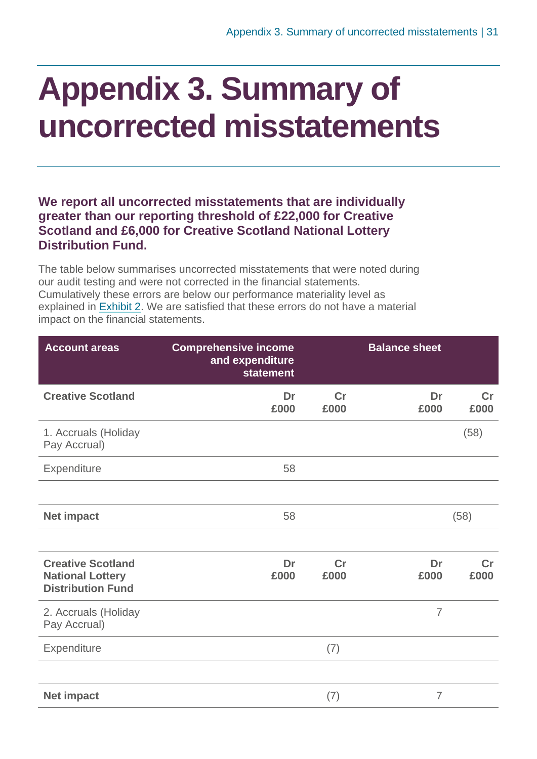# Appendix 3. Summary of uncorrected misstatements

**We report all uncorrected misstatements that are individually greater than our reporting threshold of £22,000 for Creative Scotland and £6,000 for Creative Scotland National Lottery Distribution Fund.**

The table below summarises uncorrected misstatements that were noted during our audit testing and were not corrected in the financial statements. Cumulatively these errors are below our performance materiality level as explained in Exhibit 2. We are satisfied that these errors do not have a material impact on the financial statements.

| Account areas | Comprehensive income and expenditure statement | | Balance sheet | |
|---|---|---|---|---|
| **Creative Scotland** | **Dr £000** | **Cr £000** | **Dr £000** | **Cr £000** |
| 1. Accruals (Holiday Pay Accrual) | | | | (58) |
| Expenditure | 58 | | | |
| | | | | |
| **Net impact** | 58 | | | (58) |
| | | | | |
| **Creative Scotland National Lottery Distribution Fund** | **Dr £000** | **Cr £000** | **Dr £000** | **Cr £000** |
| 2. Accruals (Holiday Pay Accrual) | | | 7 | |
| Expenditure | | (7) | | |
| | | | | |
| **Net impact** | | (7) | 7 | |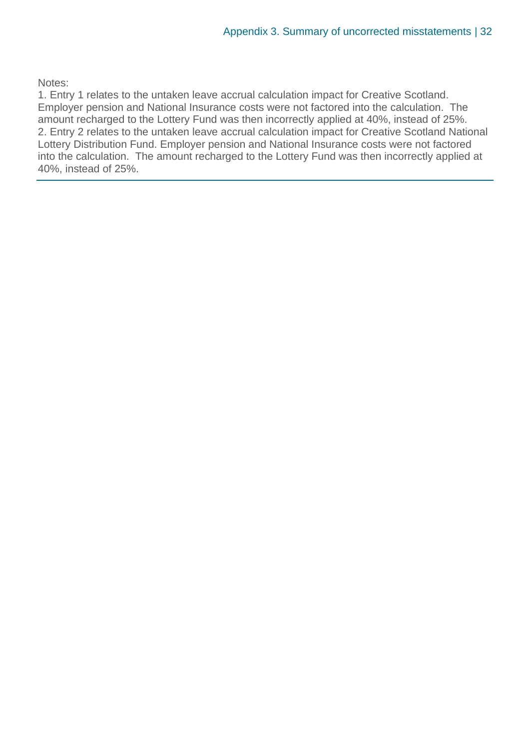Notes:

1. Entry 1 relates to the untaken leave accrual calculation impact for Creative Scotland. Employer pension and National Insurance costs were not factored into the calculation. The amount recharged to the Lottery Fund was then incorrectly applied at 40%, instead of 25%.
2. Entry 2 relates to the untaken leave accrual calculation impact for Creative Scotland National Lottery Distribution Fund. Employer pension and National Insurance costs were not factored into the calculation. The amount recharged to the Lottery Fund was then incorrectly applied at 40%, instead of 25%.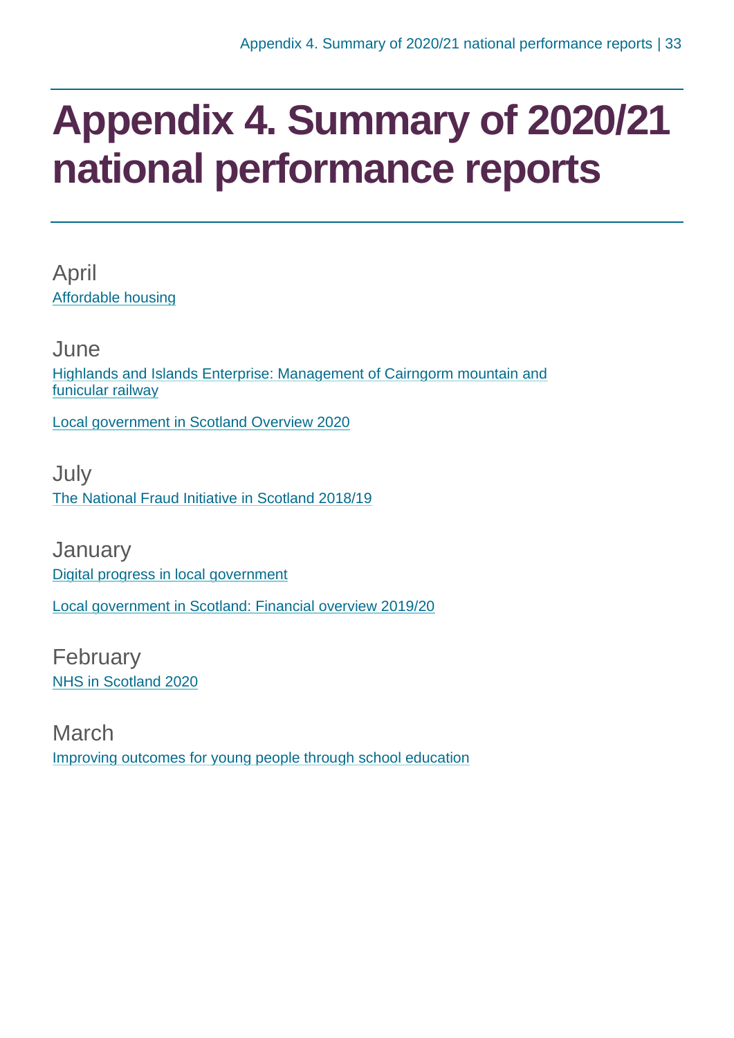# Appendix 4. Summary of 2020/21 national performance reports

April

Affordable housing

June

Highlands and Islands Enterprise: Management of Cairngorm mountain and funicular railway

Local government in Scotland Overview 2020

July

The National Fraud Initiative in Scotland 2018/19

January

Digital progress in local government

Local government in Scotland: Financial overview 2019/20

February

NHS in Scotland 2020

March

Improving outcomes for young people through school education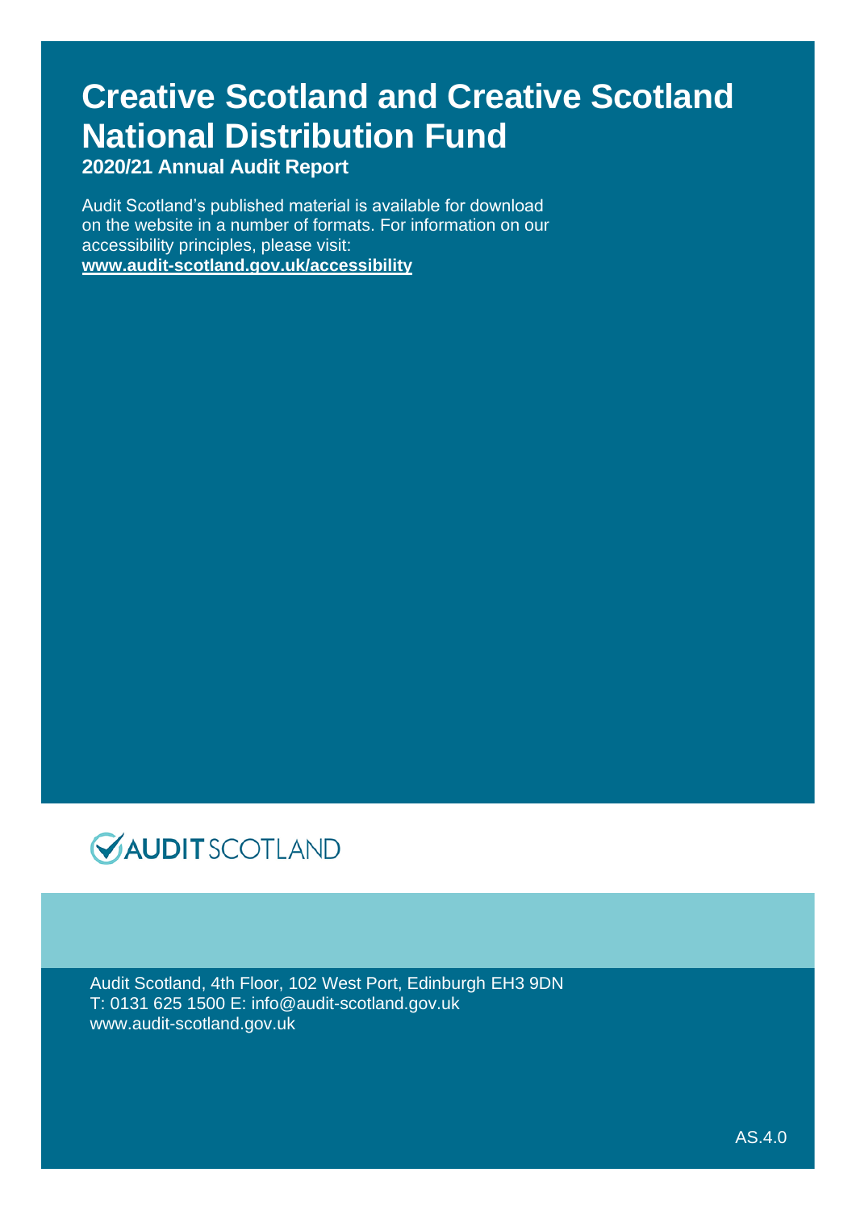# Creative Scotland and Creative Scotland National Distribution Fund

**2020/21 Annual Audit Report**

Audit Scotland's published material is available for download on the website in a number of formats. For information on our accessibility principles, please visit:
**www.audit-scotland.gov.uk/accessibility**

AUDIT SCOTLAND

Audit Scotland, 4th Floor, 102 West Port, Edinburgh EH3 9DN
T: 0131 625 1500 E: info@audit-scotland.gov.uk
www.audit-scotland.gov.uk

AS.4.0